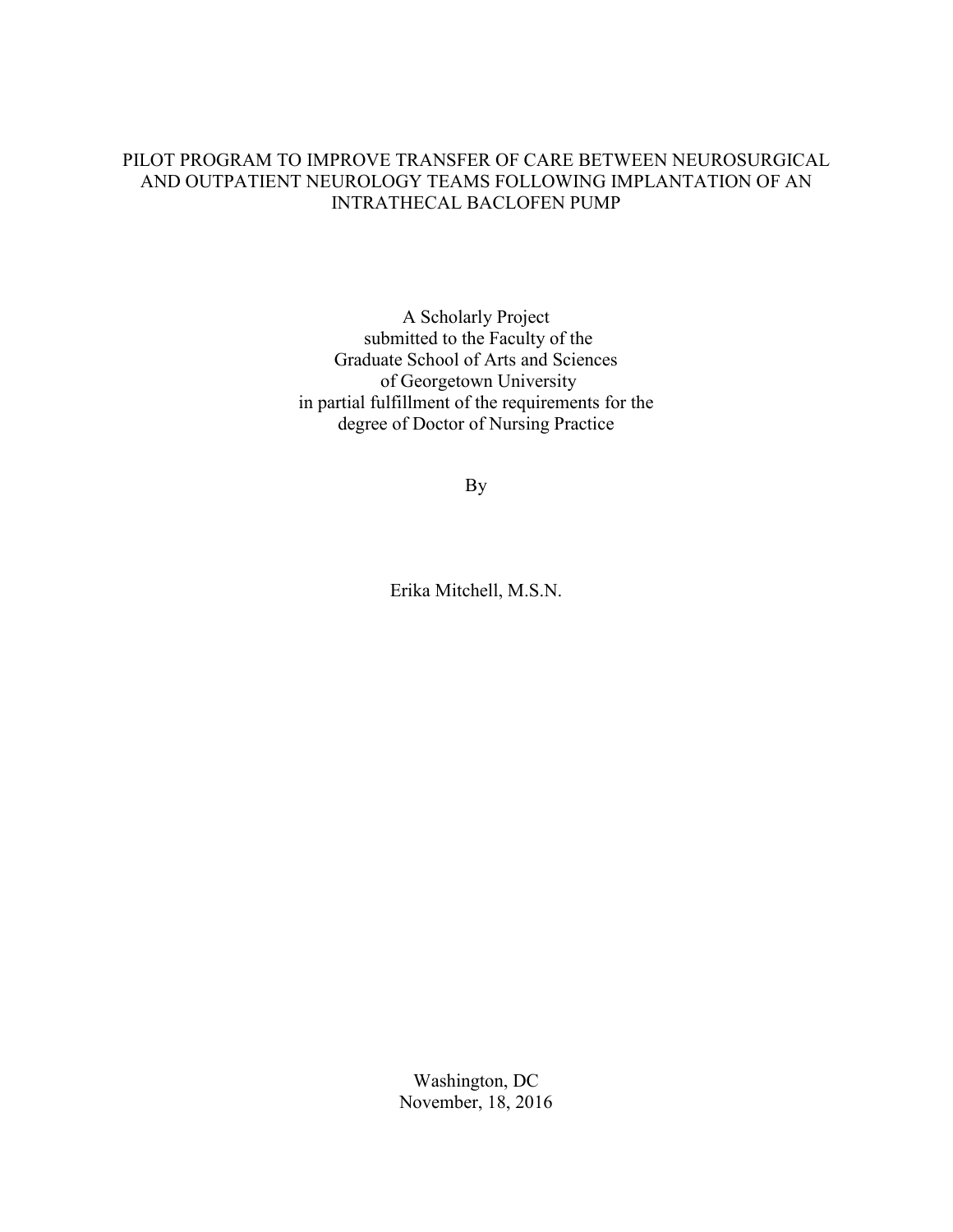# PILOT PROGRAM TO IMPROVE TRANSFER OF CARE BETWEEN NEUROSURGICAL AND OUTPATIENT NEUROLOGY TEAMS FOLLOWING IMPLANTATION OF AN INTRATHECAL BACLOFEN PUMP

A Scholarly Project
submitted to the Faculty of the
Graduate School of Arts and Sciences
of Georgetown University
in partial fulfillment of the requirements for the
degree of Doctor of Nursing Practice

By

Erika Mitchell, M.S.N.

Washington, DC
November, 18, 2016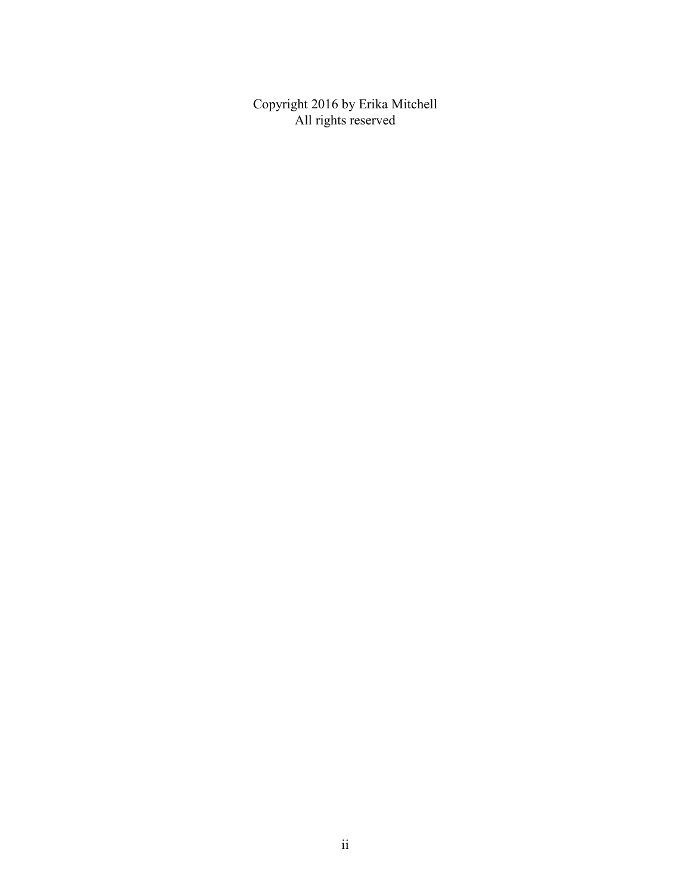Copyright 2016 by Erika Mitchell
All rights reserved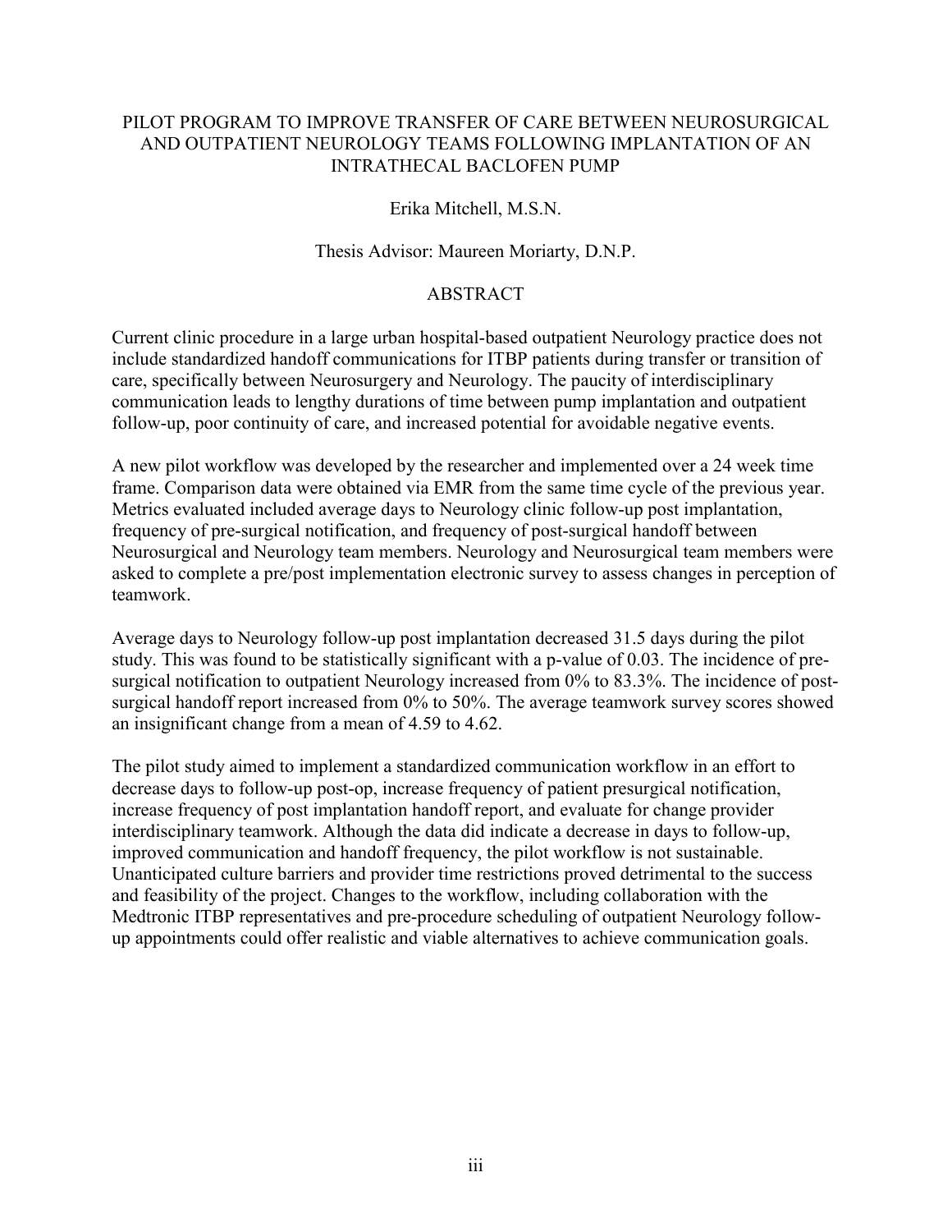# PILOT PROGRAM TO IMPROVE TRANSFER OF CARE BETWEEN NEUROSURGICAL AND OUTPATIENT NEUROLOGY TEAMS FOLLOWING IMPLANTATION OF AN INTRATHECAL BACLOFEN PUMP

Erika Mitchell, M.S.N.

Thesis Advisor: Maureen Moriarty, D.N.P.

## ABSTRACT

Current clinic procedure in a large urban hospital-based outpatient Neurology practice does not include standardized handoff communications for ITBP patients during transfer or transition of care, specifically between Neurosurgery and Neurology. The paucity of interdisciplinary communication leads to lengthy durations of time between pump implantation and outpatient follow-up, poor continuity of care, and increased potential for avoidable negative events.

A new pilot workflow was developed by the researcher and implemented over a 24 week time frame. Comparison data were obtained via EMR from the same time cycle of the previous year. Metrics evaluated included average days to Neurology clinic follow-up post implantation, frequency of pre-surgical notification, and frequency of post-surgical handoff between Neurosurgical and Neurology team members. Neurology and Neurosurgical team members were asked to complete a pre/post implementation electronic survey to assess changes in perception of teamwork.

Average days to Neurology follow-up post implantation decreased 31.5 days during the pilot study. This was found to be statistically significant with a p-value of 0.03. The incidence of pre-surgical notification to outpatient Neurology increased from 0% to 83.3%. The incidence of post-surgical handoff report increased from 0% to 50%. The average teamwork survey scores showed an insignificant change from a mean of 4.59 to 4.62.

The pilot study aimed to implement a standardized communication workflow in an effort to decrease days to follow-up post-op, increase frequency of patient presurgical notification, increase frequency of post implantation handoff report, and evaluate for change provider interdisciplinary teamwork. Although the data did indicate a decrease in days to follow-up, improved communication and handoff frequency, the pilot workflow is not sustainable. Unanticipated culture barriers and provider time restrictions proved detrimental to the success and feasibility of the project. Changes to the workflow, including collaboration with the Medtronic ITBP representatives and pre-procedure scheduling of outpatient Neurology follow-up appointments could offer realistic and viable alternatives to achieve communication goals.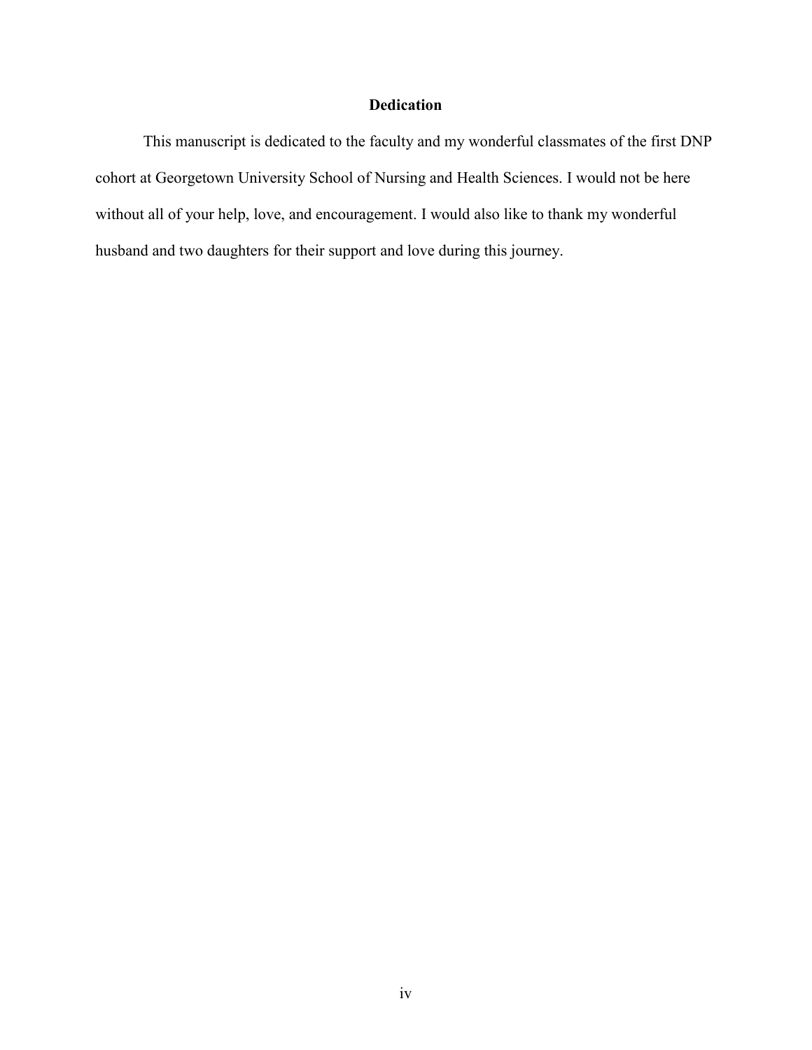# Dedication

This manuscript is dedicated to the faculty and my wonderful classmates of the first DNP cohort at Georgetown University School of Nursing and Health Sciences. I would not be here without all of your help, love, and encouragement. I would also like to thank my wonderful husband and two daughters for their support and love during this journey.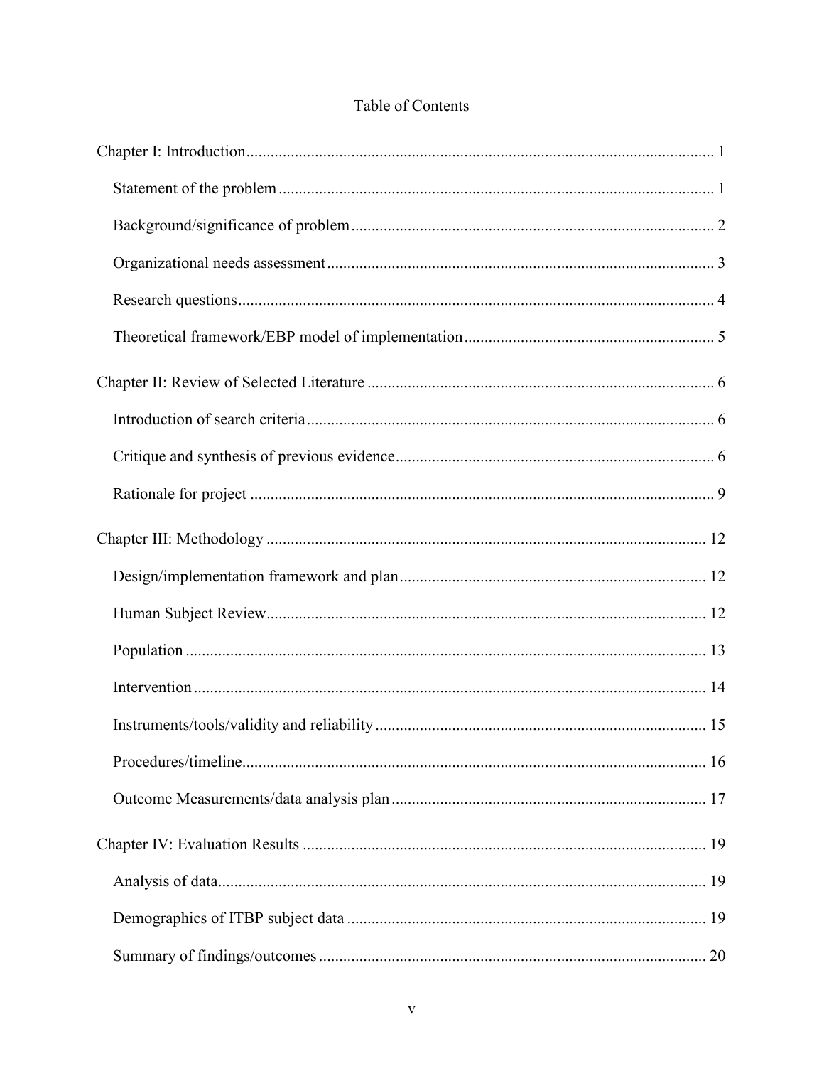# Table of Contents

Chapter I: Introduction ........................................................................................................ 1

- Statement of the problem ................................................................................................ 1
- Background/significance of problem ............................................................................... 2
- Organizational needs assessment ..................................................................................... 3
- Research questions .......................................................................................................... 4
- Theoretical framework/EBP model of implementation .................................................... 5

Chapter II: Review of Selected Literature ........................................................................... 6

- Introduction of search criteria .......................................................................................... 6
- Critique and synthesis of previous evidence ..................................................................... 6
- Rationale for project ........................................................................................................ 9

Chapter III: Methodology .................................................................................................. 12

- Design/implementation framework and plan .................................................................. 12
- Human Subject Review ................................................................................................... 12
- Population ..................................................................................................................... 13
- Intervention ................................................................................................................... 14
- Instruments/tools/validity and reliability ........................................................................ 15
- Procedures/timeline ....................................................................................................... 16
- Outcome Measurements/data analysis plan .................................................................... 17

Chapter IV: Evaluation Results ......................................................................................... 19

- Analysis of data ............................................................................................................. 19
- Demographics of ITBP subject data ............................................................................... 19
- Summary of findings/outcomes ...................................................................................... 20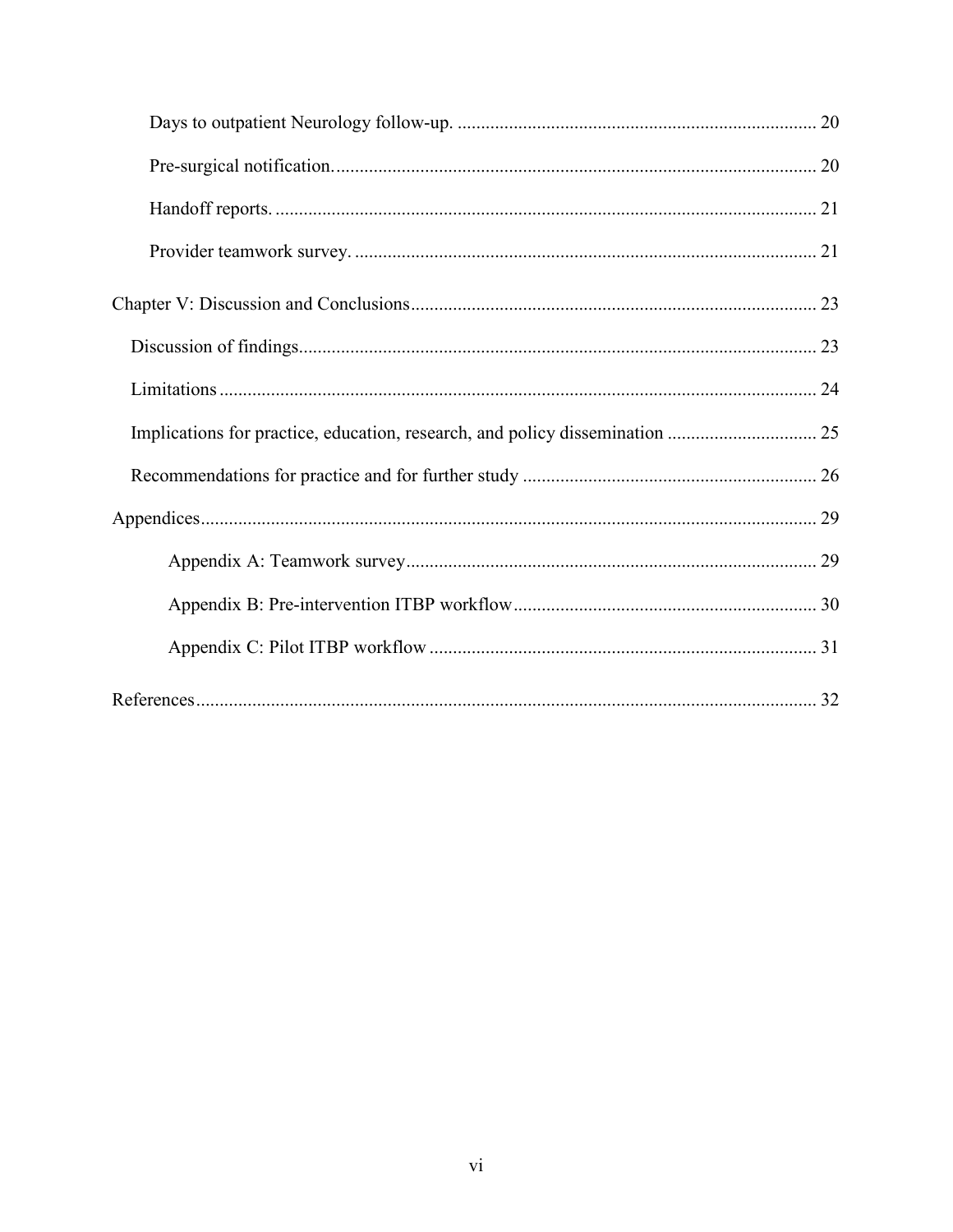Days to outpatient Neurology follow-up. ........................................................................... 20

Pre-surgical notification. ...................................................................................................... 20

Handoff reports. ................................................................................................................... 21

Provider teamwork survey. .................................................................................................. 21

Chapter V: Discussion and Conclusions ...................................................................................... 23

Discussion of findings .............................................................................................................. 23

Limitations ............................................................................................................................... 24

Implications for practice, education, research, and policy dissemination ................................ 25

Recommendations for practice and for further study ............................................................... 26

Appendices .................................................................................................................................. 29

Appendix A: Teamwork survey ....................................................................................... 29

Appendix B: Pre-intervention ITBP workflow ................................................................. 30

Appendix C: Pilot ITBP workflow ................................................................................... 31

References .................................................................................................................................... 32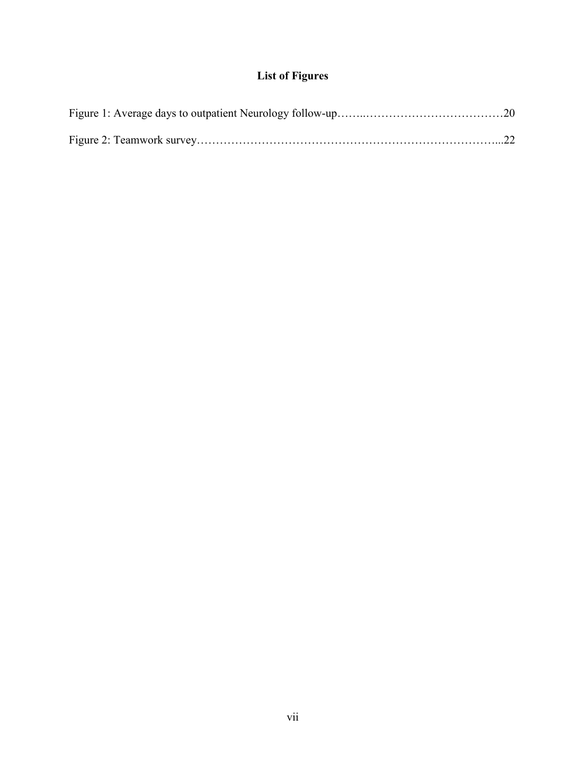# List of Figures

Figure 1: Average days to outpatient Neurology follow-up……..………………………………20

Figure 2: Teamwork survey…………………………………………………………………...22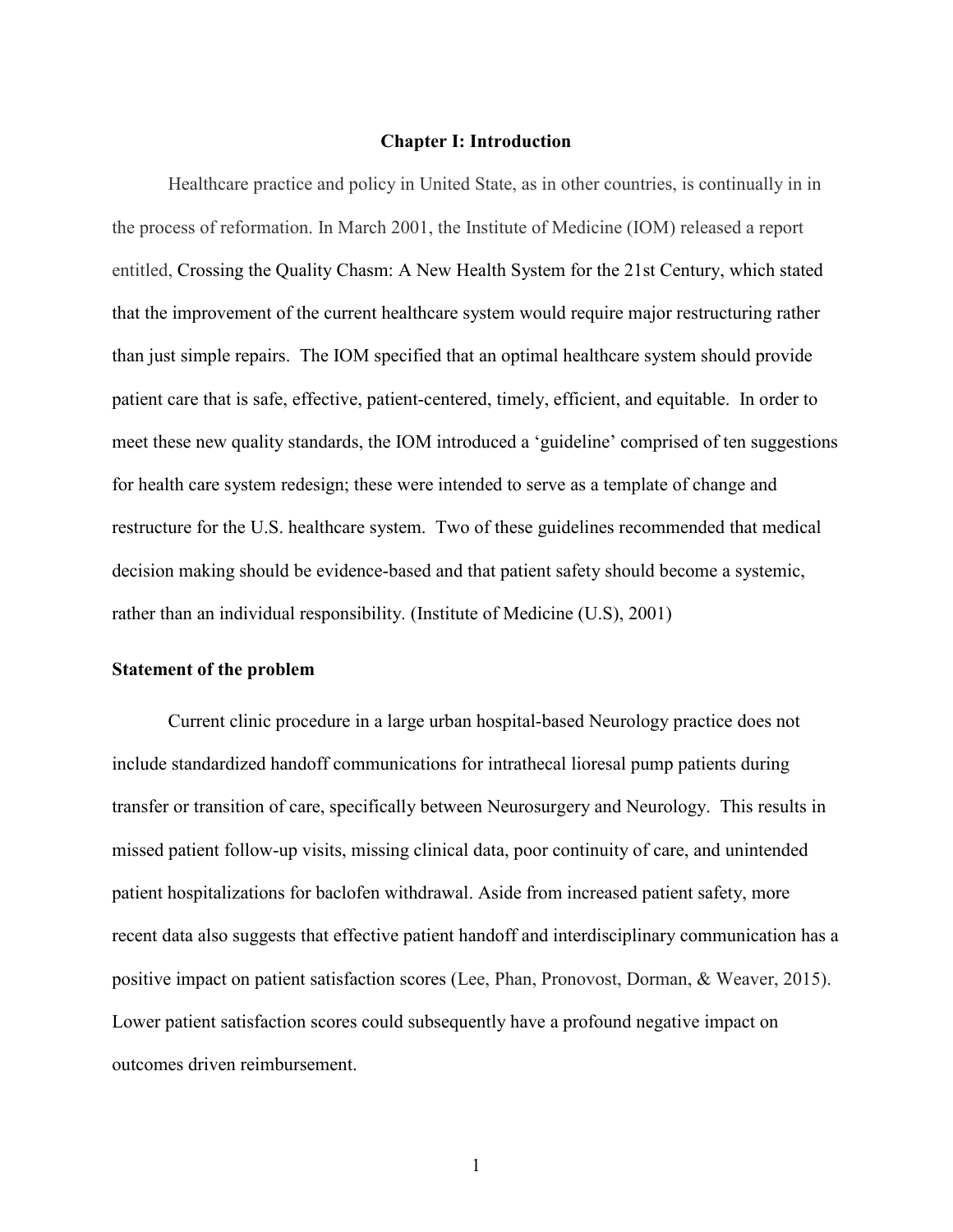# Chapter I: Introduction

Healthcare practice and policy in United State, as in other countries, is continually in in the process of reformation. In March 2001, the Institute of Medicine (IOM) released a report entitled, Crossing the Quality Chasm: A New Health System for the 21st Century, which stated that the improvement of the current healthcare system would require major restructuring rather than just simple repairs. The IOM specified that an optimal healthcare system should provide patient care that is safe, effective, patient-centered, timely, efficient, and equitable. In order to meet these new quality standards, the IOM introduced a 'guideline' comprised of ten suggestions for health care system redesign; these were intended to serve as a template of change and restructure for the U.S. healthcare system. Two of these guidelines recommended that medical decision making should be evidence-based and that patient safety should become a systemic, rather than an individual responsibility. (Institute of Medicine (U.S), 2001)

## Statement of the problem

Current clinic procedure in a large urban hospital-based Neurology practice does not include standardized handoff communications for intrathecal lioresal pump patients during transfer or transition of care, specifically between Neurosurgery and Neurology. This results in missed patient follow-up visits, missing clinical data, poor continuity of care, and unintended patient hospitalizations for baclofen withdrawal. Aside from increased patient safety, more recent data also suggests that effective patient handoff and interdisciplinary communication has a positive impact on patient satisfaction scores (Lee, Phan, Pronovost, Dorman, & Weaver, 2015). Lower patient satisfaction scores could subsequently have a profound negative impact on outcomes driven reimbursement.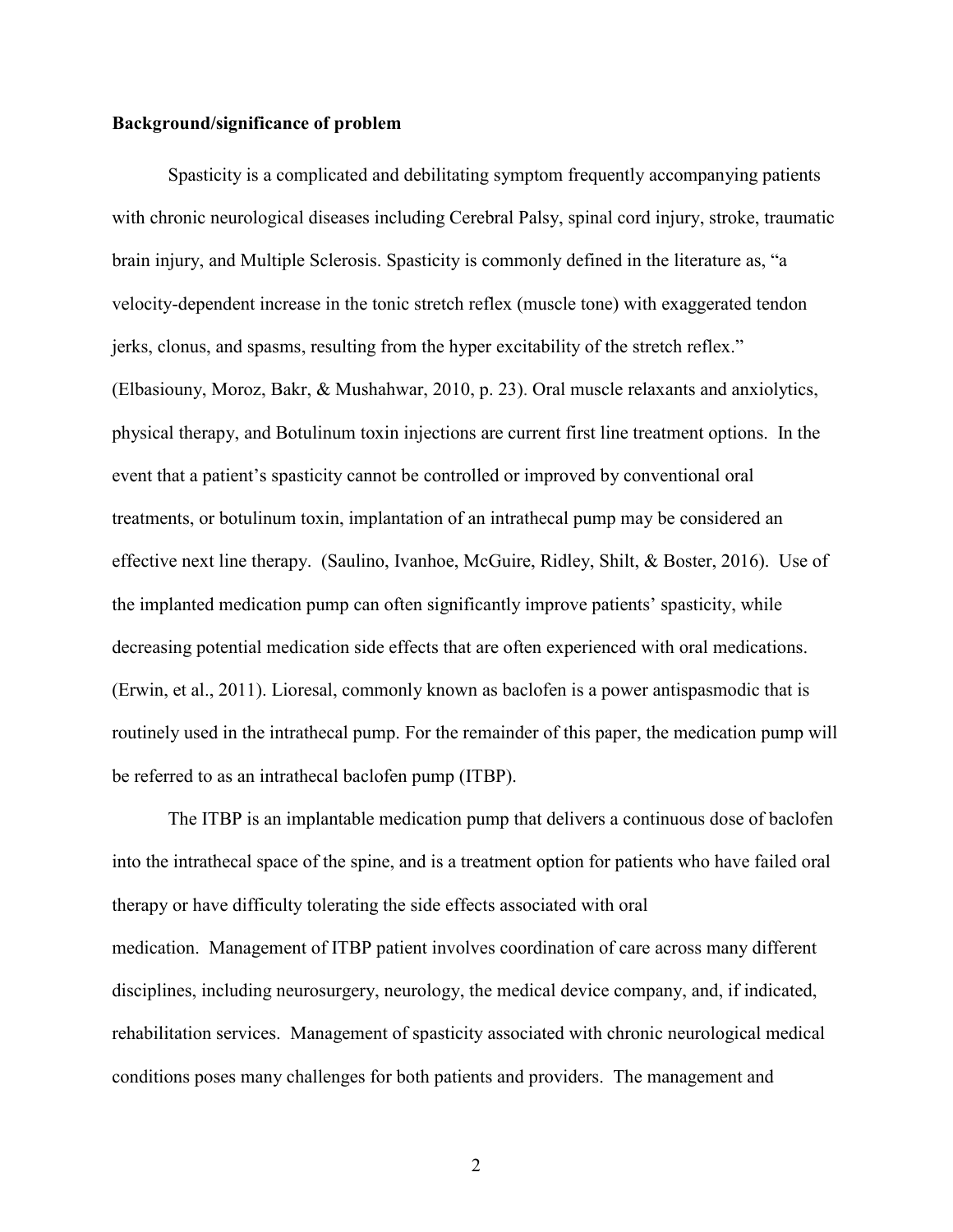**Background/significance of problem**

Spasticity is a complicated and debilitating symptom frequently accompanying patients with chronic neurological diseases including Cerebral Palsy, spinal cord injury, stroke, traumatic brain injury, and Multiple Sclerosis. Spasticity is commonly defined in the literature as, "a velocity-dependent increase in the tonic stretch reflex (muscle tone) with exaggerated tendon jerks, clonus, and spasms, resulting from the hyper excitability of the stretch reflex." (Elbasiouny, Moroz, Bakr, & Mushahwar, 2010, p. 23). Oral muscle relaxants and anxiolytics, physical therapy, and Botulinum toxin injections are current first line treatment options. In the event that a patient's spasticity cannot be controlled or improved by conventional oral treatments, or botulinum toxin, implantation of an intrathecal pump may be considered an effective next line therapy. (Saulino, Ivanhoe, McGuire, Ridley, Shilt, & Boster, 2016). Use of the implanted medication pump can often significantly improve patients' spasticity, while decreasing potential medication side effects that are often experienced with oral medications. (Erwin, et al., 2011). Lioresal, commonly known as baclofen is a power antispasmodic that is routinely used in the intrathecal pump. For the remainder of this paper, the medication pump will be referred to as an intrathecal baclofen pump (ITBP).

The ITBP is an implantable medication pump that delivers a continuous dose of baclofen into the intrathecal space of the spine, and is a treatment option for patients who have failed oral therapy or have difficulty tolerating the side effects associated with oral medication. Management of ITBP patient involves coordination of care across many different disciplines, including neurosurgery, neurology, the medical device company, and, if indicated, rehabilitation services. Management of spasticity associated with chronic neurological medical conditions poses many challenges for both patients and providers. The management and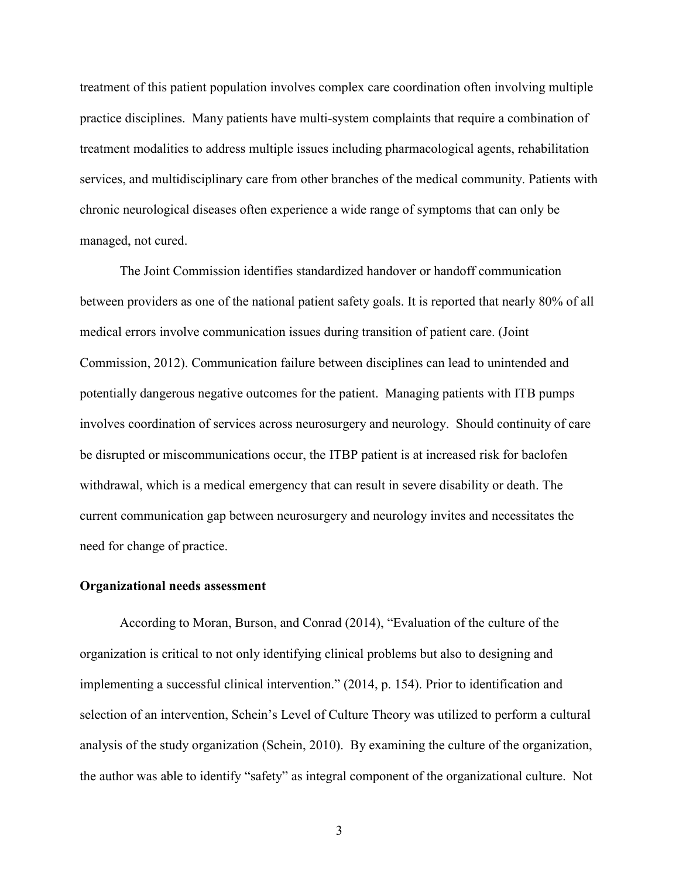treatment of this patient population involves complex care coordination often involving multiple practice disciplines. Many patients have multi-system complaints that require a combination of treatment modalities to address multiple issues including pharmacological agents, rehabilitation services, and multidisciplinary care from other branches of the medical community. Patients with chronic neurological diseases often experience a wide range of symptoms that can only be managed, not cured.

The Joint Commission identifies standardized handover or handoff communication between providers as one of the national patient safety goals. It is reported that nearly 80% of all medical errors involve communication issues during transition of patient care. (Joint Commission, 2012). Communication failure between disciplines can lead to unintended and potentially dangerous negative outcomes for the patient. Managing patients with ITB pumps involves coordination of services across neurosurgery and neurology. Should continuity of care be disrupted or miscommunications occur, the ITBP patient is at increased risk for baclofen withdrawal, which is a medical emergency that can result in severe disability or death. The current communication gap between neurosurgery and neurology invites and necessitates the need for change of practice.

**Organizational needs assessment**

According to Moran, Burson, and Conrad (2014), "Evaluation of the culture of the organization is critical to not only identifying clinical problems but also to designing and implementing a successful clinical intervention." (2014, p. 154). Prior to identification and selection of an intervention, Schein's Level of Culture Theory was utilized to perform a cultural analysis of the study organization (Schein, 2010). By examining the culture of the organization, the author was able to identify "safety" as integral component of the organizational culture. Not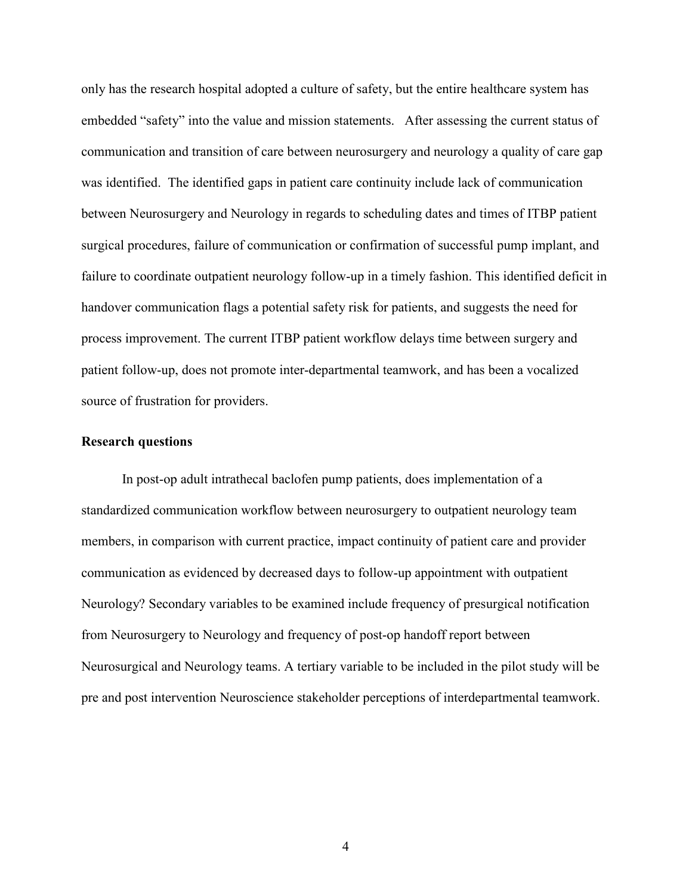only has the research hospital adopted a culture of safety, but the entire healthcare system has embedded "safety" into the value and mission statements. After assessing the current status of communication and transition of care between neurosurgery and neurology a quality of care gap was identified. The identified gaps in patient care continuity include lack of communication between Neurosurgery and Neurology in regards to scheduling dates and times of ITBP patient surgical procedures, failure of communication or confirmation of successful pump implant, and failure to coordinate outpatient neurology follow-up in a timely fashion. This identified deficit in handover communication flags a potential safety risk for patients, and suggests the need for process improvement. The current ITBP patient workflow delays time between surgery and patient follow-up, does not promote inter-departmental teamwork, and has been a vocalized source of frustration for providers.

**Research questions**

In post-op adult intrathecal baclofen pump patients, does implementation of a standardized communication workflow between neurosurgery to outpatient neurology team members, in comparison with current practice, impact continuity of patient care and provider communication as evidenced by decreased days to follow-up appointment with outpatient Neurology? Secondary variables to be examined include frequency of presurgical notification from Neurosurgery to Neurology and frequency of post-op handoff report between Neurosurgical and Neurology teams. A tertiary variable to be included in the pilot study will be pre and post intervention Neuroscience stakeholder perceptions of interdepartmental teamwork.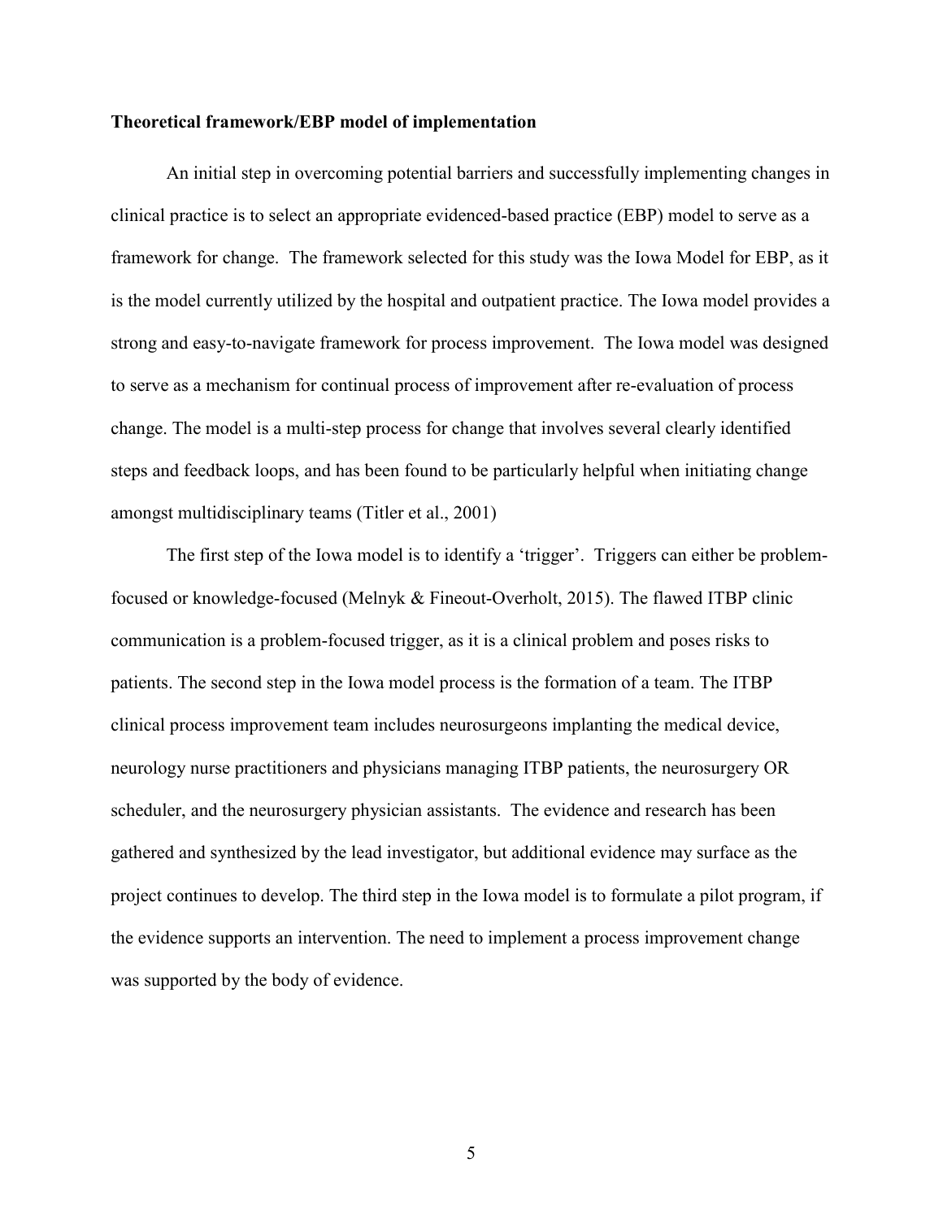**Theoretical framework/EBP model of implementation**

An initial step in overcoming potential barriers and successfully implementing changes in clinical practice is to select an appropriate evidenced-based practice (EBP) model to serve as a framework for change. The framework selected for this study was the Iowa Model for EBP, as it is the model currently utilized by the hospital and outpatient practice. The Iowa model provides a strong and easy-to-navigate framework for process improvement. The Iowa model was designed to serve as a mechanism for continual process of improvement after re-evaluation of process change. The model is a multi-step process for change that involves several clearly identified steps and feedback loops, and has been found to be particularly helpful when initiating change amongst multidisciplinary teams (Titler et al., 2001)

The first step of the Iowa model is to identify a 'trigger'. Triggers can either be problem-focused or knowledge-focused (Melnyk & Fineout-Overholt, 2015). The flawed ITBP clinic communication is a problem-focused trigger, as it is a clinical problem and poses risks to patients. The second step in the Iowa model process is the formation of a team. The ITBP clinical process improvement team includes neurosurgeons implanting the medical device, neurology nurse practitioners and physicians managing ITBP patients, the neurosurgery OR scheduler, and the neurosurgery physician assistants. The evidence and research has been gathered and synthesized by the lead investigator, but additional evidence may surface as the project continues to develop. The third step in the Iowa model is to formulate a pilot program, if the evidence supports an intervention. The need to implement a process improvement change was supported by the body of evidence.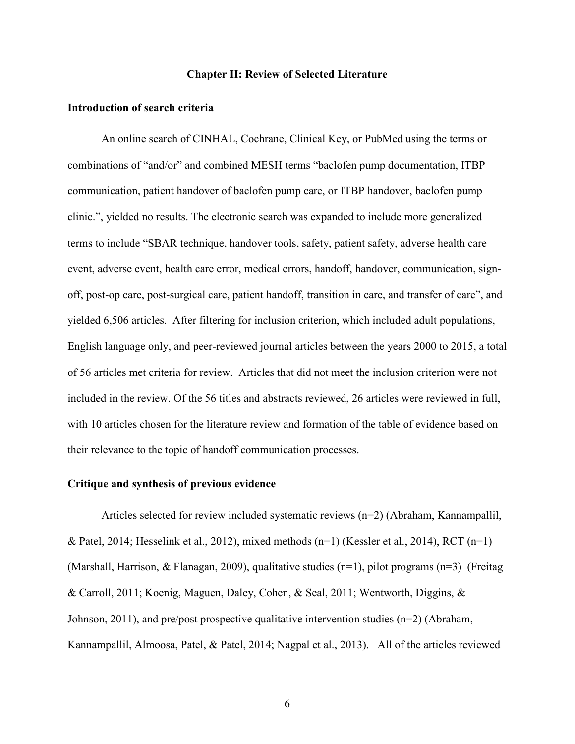## Chapter II: Review of Selected Literature

### Introduction of search criteria

An online search of CINHAL, Cochrane, Clinical Key, or PubMed using the terms or combinations of "and/or" and combined MESH terms "baclofen pump documentation, ITBP communication, patient handover of baclofen pump care, or ITBP handover, baclofen pump clinic.", yielded no results. The electronic search was expanded to include more generalized terms to include "SBAR technique, handover tools, safety, patient safety, adverse health care event, adverse event, health care error, medical errors, handoff, handover, communication, sign-off, post-op care, post-surgical care, patient handoff, transition in care, and transfer of care", and yielded 6,506 articles. After filtering for inclusion criterion, which included adult populations, English language only, and peer-reviewed journal articles between the years 2000 to 2015, a total of 56 articles met criteria for review. Articles that did not meet the inclusion criterion were not included in the review. Of the 56 titles and abstracts reviewed, 26 articles were reviewed in full, with 10 articles chosen for the literature review and formation of the table of evidence based on their relevance to the topic of handoff communication processes.

### Critique and synthesis of previous evidence

Articles selected for review included systematic reviews (n=2) (Abraham, Kannampallil, & Patel, 2014; Hesselink et al., 2012), mixed methods (n=1) (Kessler et al., 2014), RCT (n=1) (Marshall, Harrison, & Flanagan, 2009), qualitative studies (n=1), pilot programs (n=3) (Freitag & Carroll, 2011; Koenig, Maguen, Daley, Cohen, & Seal, 2011; Wentworth, Diggins, & Johnson, 2011), and pre/post prospective qualitative intervention studies (n=2) (Abraham, Kannampallil, Almoosa, Patel, & Patel, 2014; Nagpal et al., 2013). All of the articles reviewed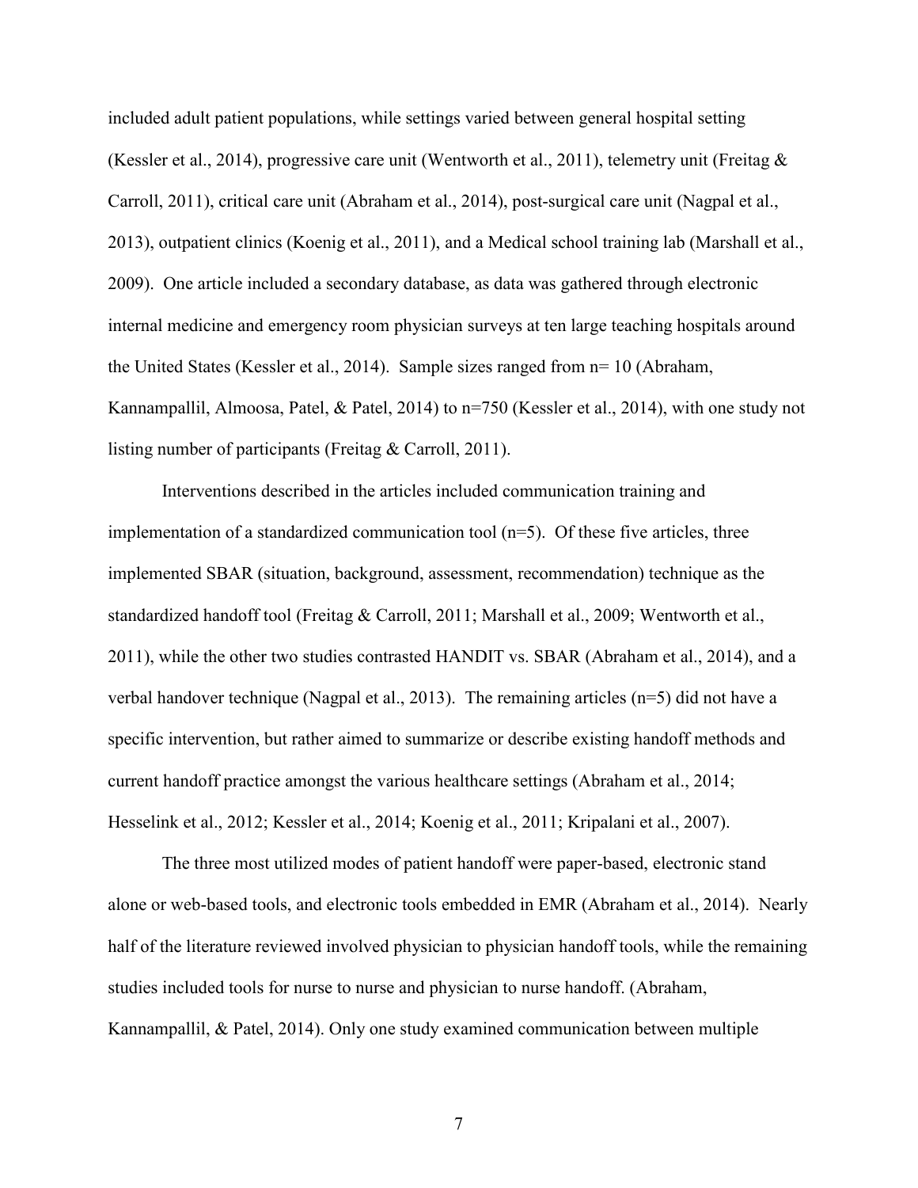included adult patient populations, while settings varied between general hospital setting (Kessler et al., 2014), progressive care unit (Wentworth et al., 2011), telemetry unit (Freitag & Carroll, 2011), critical care unit (Abraham et al., 2014), post-surgical care unit (Nagpal et al., 2013), outpatient clinics (Koenig et al., 2011), and a Medical school training lab (Marshall et al., 2009). One article included a secondary database, as data was gathered through electronic internal medicine and emergency room physician surveys at ten large teaching hospitals around the United States (Kessler et al., 2014). Sample sizes ranged from n= 10 (Abraham, Kannampallil, Almoosa, Patel, & Patel, 2014) to n=750 (Kessler et al., 2014), with one study not listing number of participants (Freitag & Carroll, 2011).

Interventions described in the articles included communication training and implementation of a standardized communication tool (n=5). Of these five articles, three implemented SBAR (situation, background, assessment, recommendation) technique as the standardized handoff tool (Freitag & Carroll, 2011; Marshall et al., 2009; Wentworth et al., 2011), while the other two studies contrasted HANDIT vs. SBAR (Abraham et al., 2014), and a verbal handover technique (Nagpal et al., 2013). The remaining articles (n=5) did not have a specific intervention, but rather aimed to summarize or describe existing handoff methods and current handoff practice amongst the various healthcare settings (Abraham et al., 2014; Hesselink et al., 2012; Kessler et al., 2014; Koenig et al., 2011; Kripalani et al., 2007).

The three most utilized modes of patient handoff were paper-based, electronic stand alone or web-based tools, and electronic tools embedded in EMR (Abraham et al., 2014). Nearly half of the literature reviewed involved physician to physician handoff tools, while the remaining studies included tools for nurse to nurse and physician to nurse handoff. (Abraham, Kannampallil, & Patel, 2014). Only one study examined communication between multiple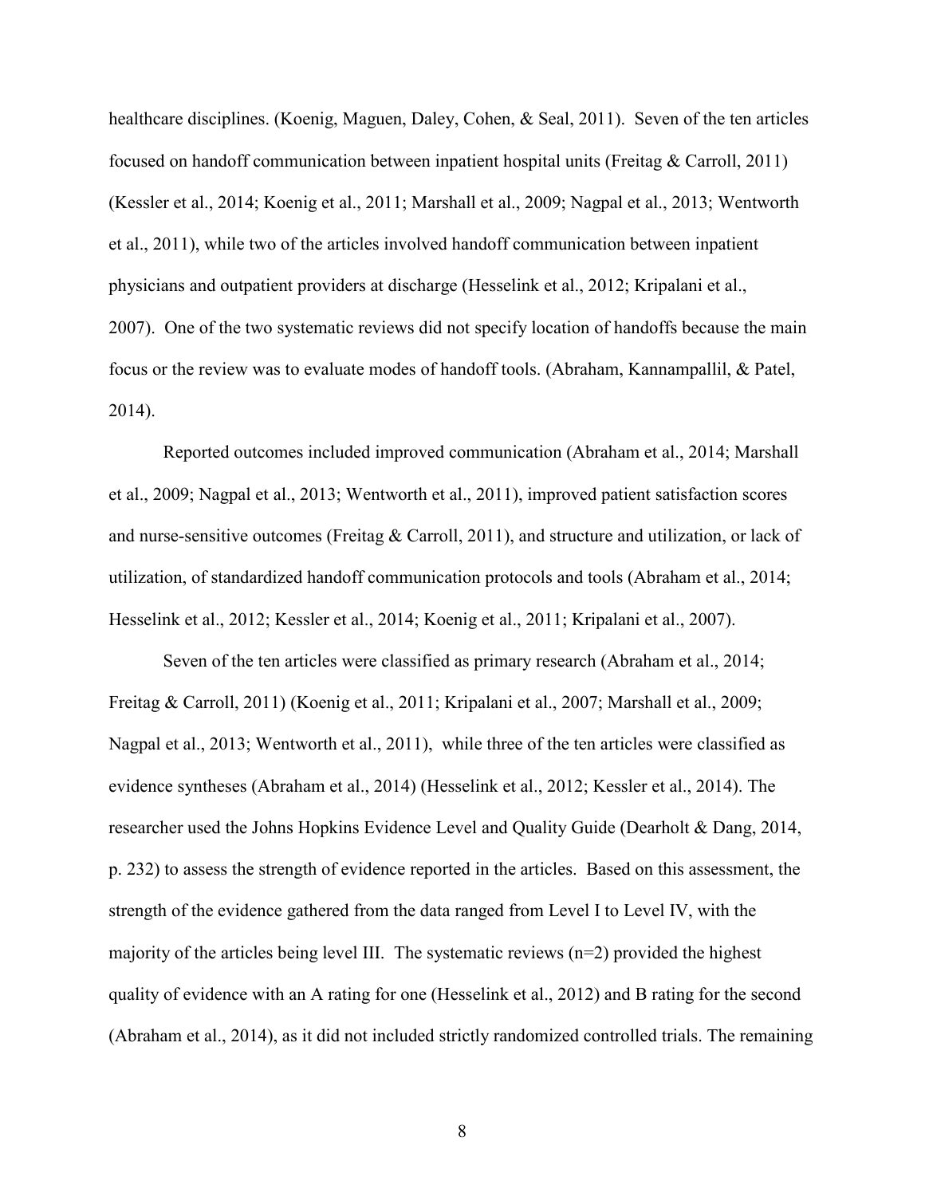healthcare disciplines. (Koenig, Maguen, Daley, Cohen, & Seal, 2011). Seven of the ten articles focused on handoff communication between inpatient hospital units (Freitag & Carroll, 2011) (Kessler et al., 2014; Koenig et al., 2011; Marshall et al., 2009; Nagpal et al., 2013; Wentworth et al., 2011), while two of the articles involved handoff communication between inpatient physicians and outpatient providers at discharge (Hesselink et al., 2012; Kripalani et al., 2007). One of the two systematic reviews did not specify location of handoffs because the main focus or the review was to evaluate modes of handoff tools. (Abraham, Kannampallil, & Patel, 2014).

Reported outcomes included improved communication (Abraham et al., 2014; Marshall et al., 2009; Nagpal et al., 2013; Wentworth et al., 2011), improved patient satisfaction scores and nurse-sensitive outcomes (Freitag & Carroll, 2011), and structure and utilization, or lack of utilization, of standardized handoff communication protocols and tools (Abraham et al., 2014; Hesselink et al., 2012; Kessler et al., 2014; Koenig et al., 2011; Kripalani et al., 2007).

Seven of the ten articles were classified as primary research (Abraham et al., 2014; Freitag & Carroll, 2011) (Koenig et al., 2011; Kripalani et al., 2007; Marshall et al., 2009; Nagpal et al., 2013; Wentworth et al., 2011), while three of the ten articles were classified as evidence syntheses (Abraham et al., 2014) (Hesselink et al., 2012; Kessler et al., 2014). The researcher used the Johns Hopkins Evidence Level and Quality Guide (Dearholt & Dang, 2014, p. 232) to assess the strength of evidence reported in the articles. Based on this assessment, the strength of the evidence gathered from the data ranged from Level I to Level IV, with the majority of the articles being level III. The systematic reviews (n=2) provided the highest quality of evidence with an A rating for one (Hesselink et al., 2012) and B rating for the second (Abraham et al., 2014), as it did not included strictly randomized controlled trials. The remaining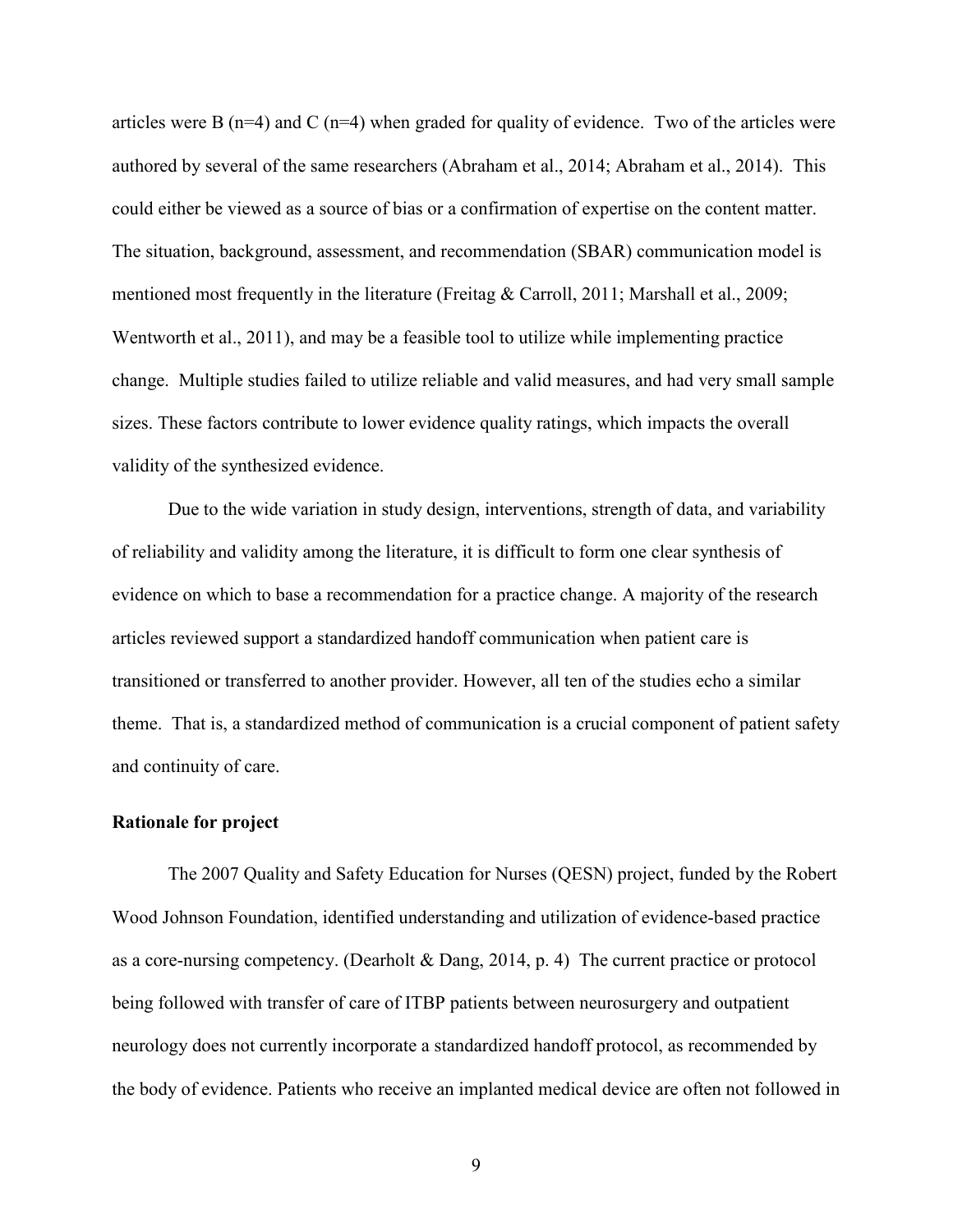articles were B (n=4) and C (n=4) when graded for quality of evidence. Two of the articles were authored by several of the same researchers (Abraham et al., 2014; Abraham et al., 2014). This could either be viewed as a source of bias or a confirmation of expertise on the content matter. The situation, background, assessment, and recommendation (SBAR) communication model is mentioned most frequently in the literature (Freitag & Carroll, 2011; Marshall et al., 2009; Wentworth et al., 2011), and may be a feasible tool to utilize while implementing practice change. Multiple studies failed to utilize reliable and valid measures, and had very small sample sizes. These factors contribute to lower evidence quality ratings, which impacts the overall validity of the synthesized evidence.

Due to the wide variation in study design, interventions, strength of data, and variability of reliability and validity among the literature, it is difficult to form one clear synthesis of evidence on which to base a recommendation for a practice change. A majority of the research articles reviewed support a standardized handoff communication when patient care is transitioned or transferred to another provider. However, all ten of the studies echo a similar theme. That is, a standardized method of communication is a crucial component of patient safety and continuity of care.

**Rationale for project**

The 2007 Quality and Safety Education for Nurses (QESN) project, funded by the Robert Wood Johnson Foundation, identified understanding and utilization of evidence-based practice as a core-nursing competency. (Dearholt & Dang, 2014, p. 4) The current practice or protocol being followed with transfer of care of ITBP patients between neurosurgery and outpatient neurology does not currently incorporate a standardized handoff protocol, as recommended by the body of evidence. Patients who receive an implanted medical device are often not followed in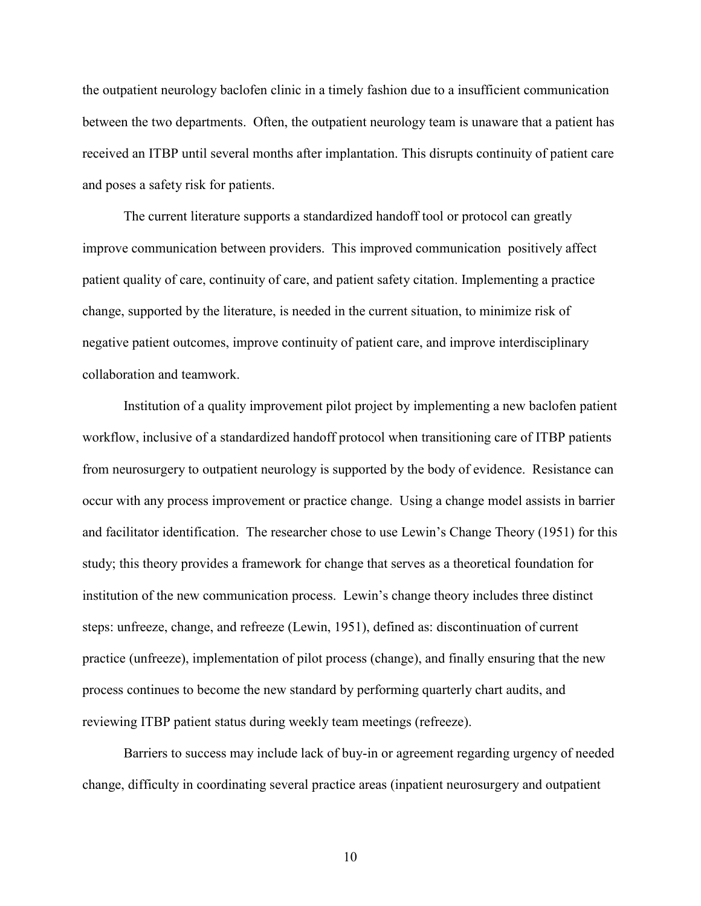the outpatient neurology baclofen clinic in a timely fashion due to a insufficient communication between the two departments. Often, the outpatient neurology team is unaware that a patient has received an ITBP until several months after implantation. This disrupts continuity of patient care and poses a safety risk for patients.

The current literature supports a standardized handoff tool or protocol can greatly improve communication between providers. This improved communication positively affect patient quality of care, continuity of care, and patient safety citation. Implementing a practice change, supported by the literature, is needed in the current situation, to minimize risk of negative patient outcomes, improve continuity of patient care, and improve interdisciplinary collaboration and teamwork.

Institution of a quality improvement pilot project by implementing a new baclofen patient workflow, inclusive of a standardized handoff protocol when transitioning care of ITBP patients from neurosurgery to outpatient neurology is supported by the body of evidence. Resistance can occur with any process improvement or practice change. Using a change model assists in barrier and facilitator identification. The researcher chose to use Lewin's Change Theory (1951) for this study; this theory provides a framework for change that serves as a theoretical foundation for institution of the new communication process. Lewin's change theory includes three distinct steps: unfreeze, change, and refreeze (Lewin, 1951), defined as: discontinuation of current practice (unfreeze), implementation of pilot process (change), and finally ensuring that the new process continues to become the new standard by performing quarterly chart audits, and reviewing ITBP patient status during weekly team meetings (refreeze).

Barriers to success may include lack of buy-in or agreement regarding urgency of needed change, difficulty in coordinating several practice areas (inpatient neurosurgery and outpatient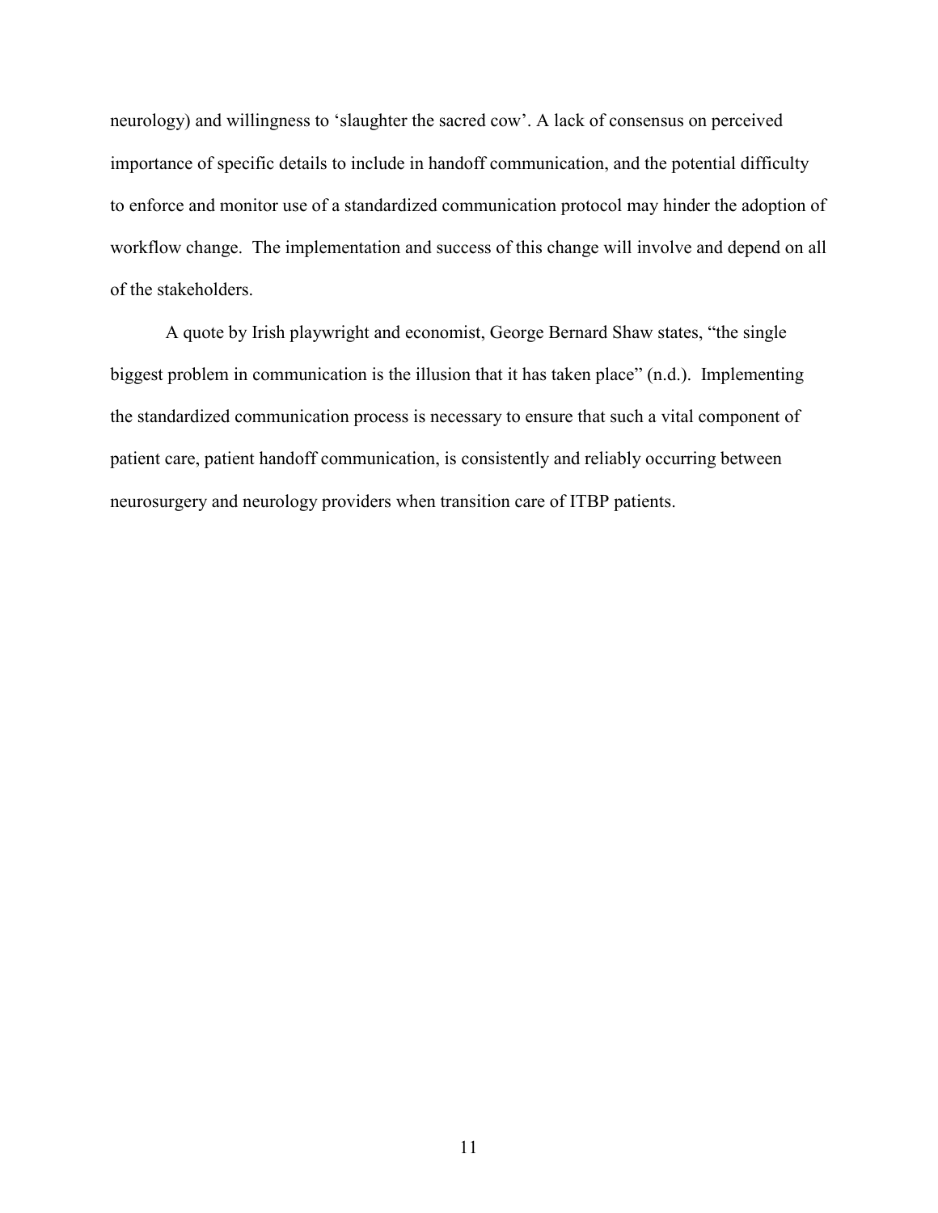neurology) and willingness to 'slaughter the sacred cow'. A lack of consensus on perceived importance of specific details to include in handoff communication, and the potential difficulty to enforce and monitor use of a standardized communication protocol may hinder the adoption of workflow change. The implementation and success of this change will involve and depend on all of the stakeholders.

A quote by Irish playwright and economist, George Bernard Shaw states, "the single biggest problem in communication is the illusion that it has taken place" (n.d.). Implementing the standardized communication process is necessary to ensure that such a vital component of patient care, patient handoff communication, is consistently and reliably occurring between neurosurgery and neurology providers when transition care of ITBP patients.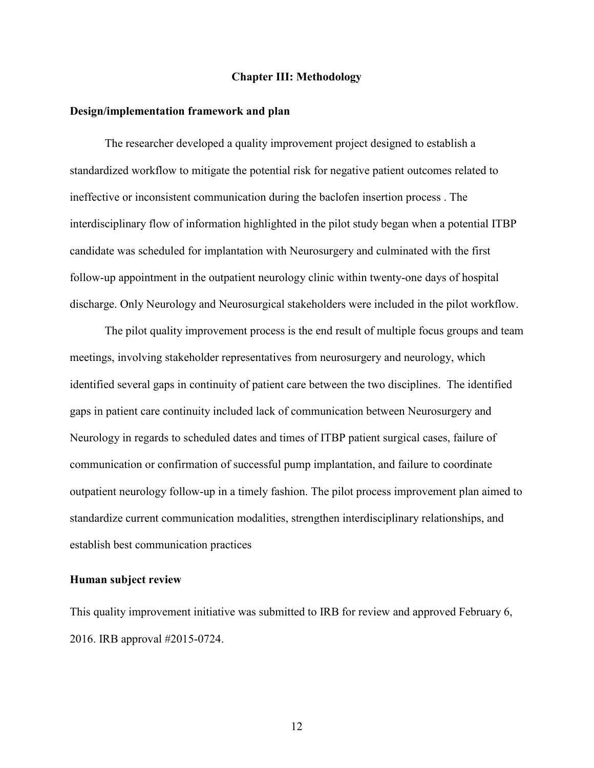# Chapter III: Methodology

## Design/implementation framework and plan

The researcher developed a quality improvement project designed to establish a standardized workflow to mitigate the potential risk for negative patient outcomes related to ineffective or inconsistent communication during the baclofen insertion process . The interdisciplinary flow of information highlighted in the pilot study began when a potential ITBP candidate was scheduled for implantation with Neurosurgery and culminated with the first follow-up appointment in the outpatient neurology clinic within twenty-one days of hospital discharge. Only Neurology and Neurosurgical stakeholders were included in the pilot workflow.

The pilot quality improvement process is the end result of multiple focus groups and team meetings, involving stakeholder representatives from neurosurgery and neurology, which identified several gaps in continuity of patient care between the two disciplines. The identified gaps in patient care continuity included lack of communication between Neurosurgery and Neurology in regards to scheduled dates and times of ITBP patient surgical cases, failure of communication or confirmation of successful pump implantation, and failure to coordinate outpatient neurology follow-up in a timely fashion. The pilot process improvement plan aimed to standardize current communication modalities, strengthen interdisciplinary relationships, and establish best communication practices

## Human subject review

This quality improvement initiative was submitted to IRB for review and approved February 6, 2016. IRB approval #2015-0724.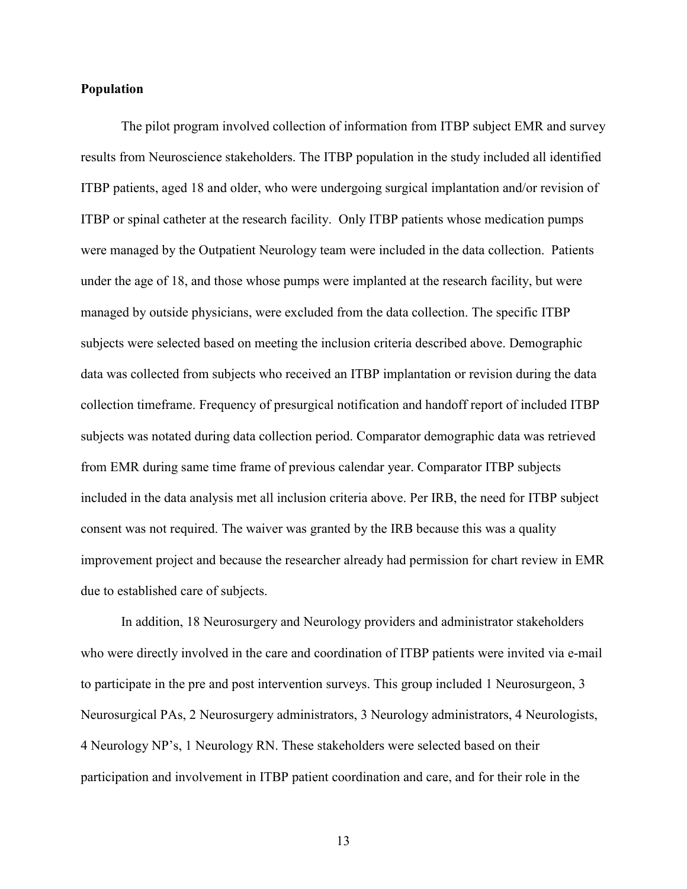**Population**

The pilot program involved collection of information from ITBP subject EMR and survey results from Neuroscience stakeholders. The ITBP population in the study included all identified ITBP patients, aged 18 and older, who were undergoing surgical implantation and/or revision of ITBP or spinal catheter at the research facility. Only ITBP patients whose medication pumps were managed by the Outpatient Neurology team were included in the data collection. Patients under the age of 18, and those whose pumps were implanted at the research facility, but were managed by outside physicians, were excluded from the data collection. The specific ITBP subjects were selected based on meeting the inclusion criteria described above. Demographic data was collected from subjects who received an ITBP implantation or revision during the data collection timeframe. Frequency of presurgical notification and handoff report of included ITBP subjects was notated during data collection period. Comparator demographic data was retrieved from EMR during same time frame of previous calendar year. Comparator ITBP subjects included in the data analysis met all inclusion criteria above. Per IRB, the need for ITBP subject consent was not required. The waiver was granted by the IRB because this was a quality improvement project and because the researcher already had permission for chart review in EMR due to established care of subjects.

In addition, 18 Neurosurgery and Neurology providers and administrator stakeholders who were directly involved in the care and coordination of ITBP patients were invited via e-mail to participate in the pre and post intervention surveys. This group included 1 Neurosurgeon, 3 Neurosurgical PAs, 2 Neurosurgery administrators, 3 Neurology administrators, 4 Neurologists, 4 Neurology NP's, 1 Neurology RN. These stakeholders were selected based on their participation and involvement in ITBP patient coordination and care, and for their role in the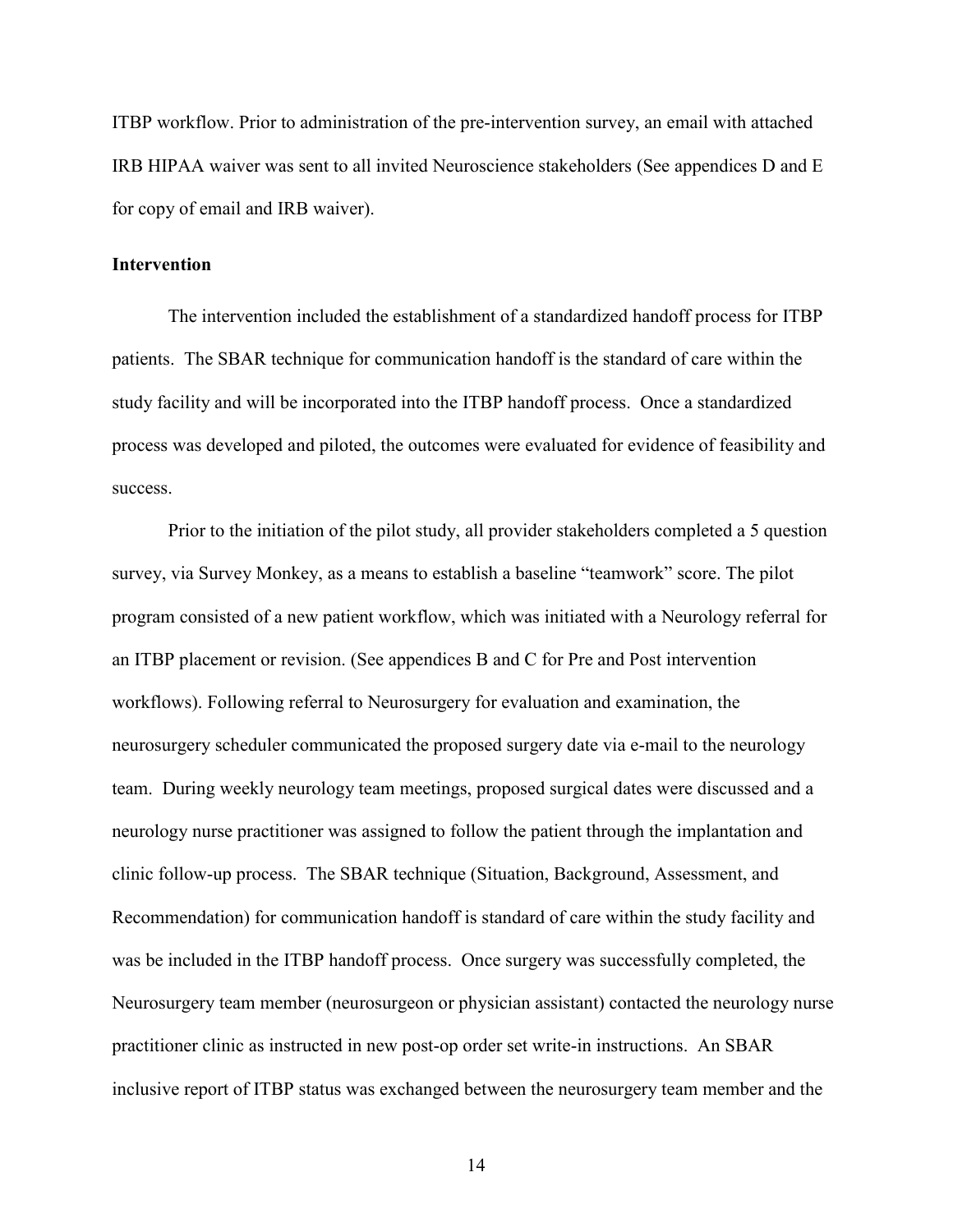ITBP workflow. Prior to administration of the pre-intervention survey, an email with attached IRB HIPAA waiver was sent to all invited Neuroscience stakeholders (See appendices D and E for copy of email and IRB waiver).

**Intervention**

The intervention included the establishment of a standardized handoff process for ITBP patients. The SBAR technique for communication handoff is the standard of care within the study facility and will be incorporated into the ITBP handoff process. Once a standardized process was developed and piloted, the outcomes were evaluated for evidence of feasibility and success.

Prior to the initiation of the pilot study, all provider stakeholders completed a 5 question survey, via Survey Monkey, as a means to establish a baseline "teamwork" score. The pilot program consisted of a new patient workflow, which was initiated with a Neurology referral for an ITBP placement or revision. (See appendices B and C for Pre and Post intervention workflows). Following referral to Neurosurgery for evaluation and examination, the neurosurgery scheduler communicated the proposed surgery date via e-mail to the neurology team. During weekly neurology team meetings, proposed surgical dates were discussed and a neurology nurse practitioner was assigned to follow the patient through the implantation and clinic follow-up process. The SBAR technique (Situation, Background, Assessment, and Recommendation) for communication handoff is standard of care within the study facility and was be included in the ITBP handoff process. Once surgery was successfully completed, the Neurosurgery team member (neurosurgeon or physician assistant) contacted the neurology nurse practitioner clinic as instructed in new post-op order set write-in instructions. An SBAR inclusive report of ITBP status was exchanged between the neurosurgery team member and the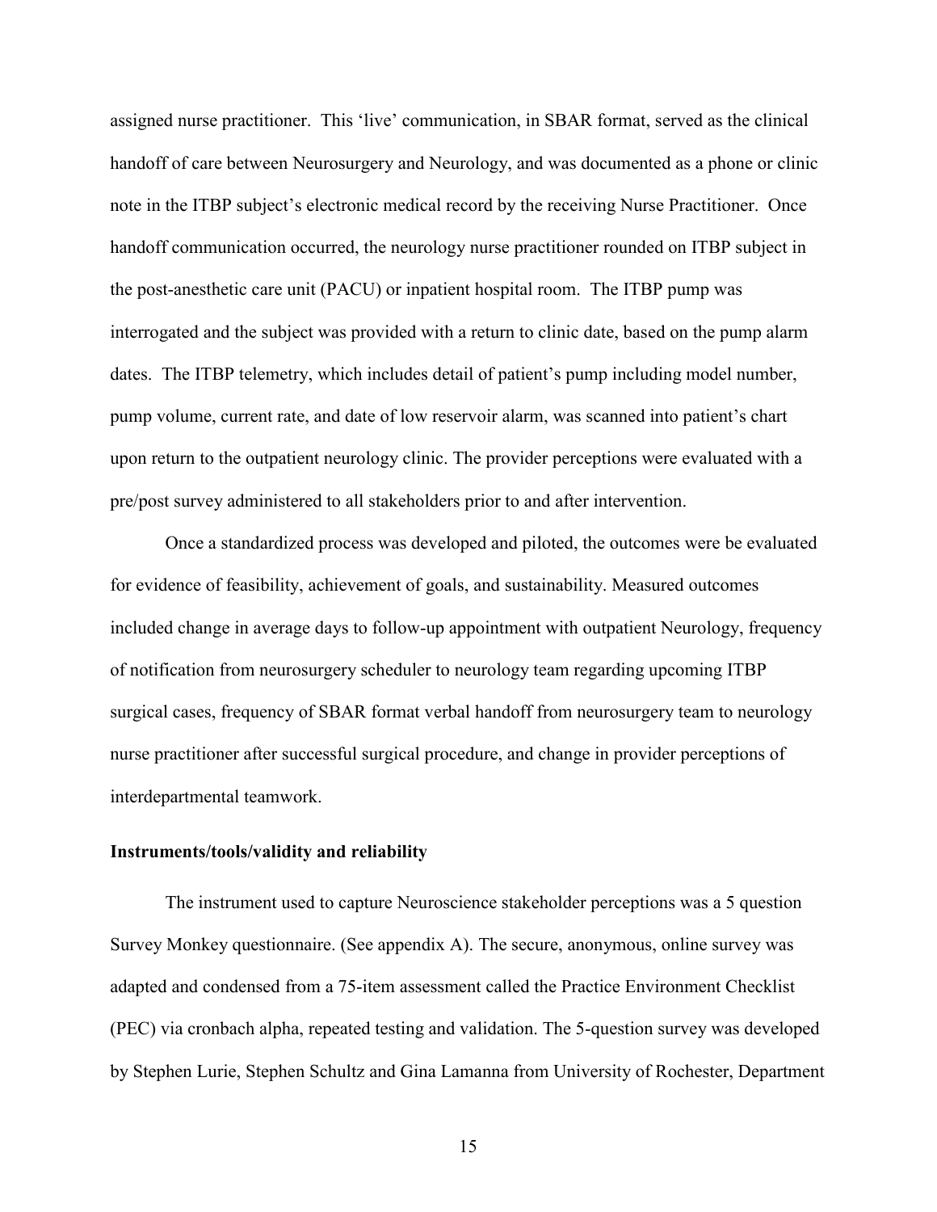assigned nurse practitioner. This 'live' communication, in SBAR format, served as the clinical handoff of care between Neurosurgery and Neurology, and was documented as a phone or clinic note in the ITBP subject's electronic medical record by the receiving Nurse Practitioner. Once handoff communication occurred, the neurology nurse practitioner rounded on ITBP subject in the post-anesthetic care unit (PACU) or inpatient hospital room. The ITBP pump was interrogated and the subject was provided with a return to clinic date, based on the pump alarm dates. The ITBP telemetry, which includes detail of patient's pump including model number, pump volume, current rate, and date of low reservoir alarm, was scanned into patient's chart upon return to the outpatient neurology clinic. The provider perceptions were evaluated with a pre/post survey administered to all stakeholders prior to and after intervention.

Once a standardized process was developed and piloted, the outcomes were be evaluated for evidence of feasibility, achievement of goals, and sustainability. Measured outcomes included change in average days to follow-up appointment with outpatient Neurology, frequency of notification from neurosurgery scheduler to neurology team regarding upcoming ITBP surgical cases, frequency of SBAR format verbal handoff from neurosurgery team to neurology nurse practitioner after successful surgical procedure, and change in provider perceptions of interdepartmental teamwork.

**Instruments/tools/validity and reliability**

The instrument used to capture Neuroscience stakeholder perceptions was a 5 question Survey Monkey questionnaire. (See appendix A). The secure, anonymous, online survey was adapted and condensed from a 75-item assessment called the Practice Environment Checklist (PEC) via cronbach alpha, repeated testing and validation. The 5-question survey was developed by Stephen Lurie, Stephen Schultz and Gina Lamanna from University of Rochester, Department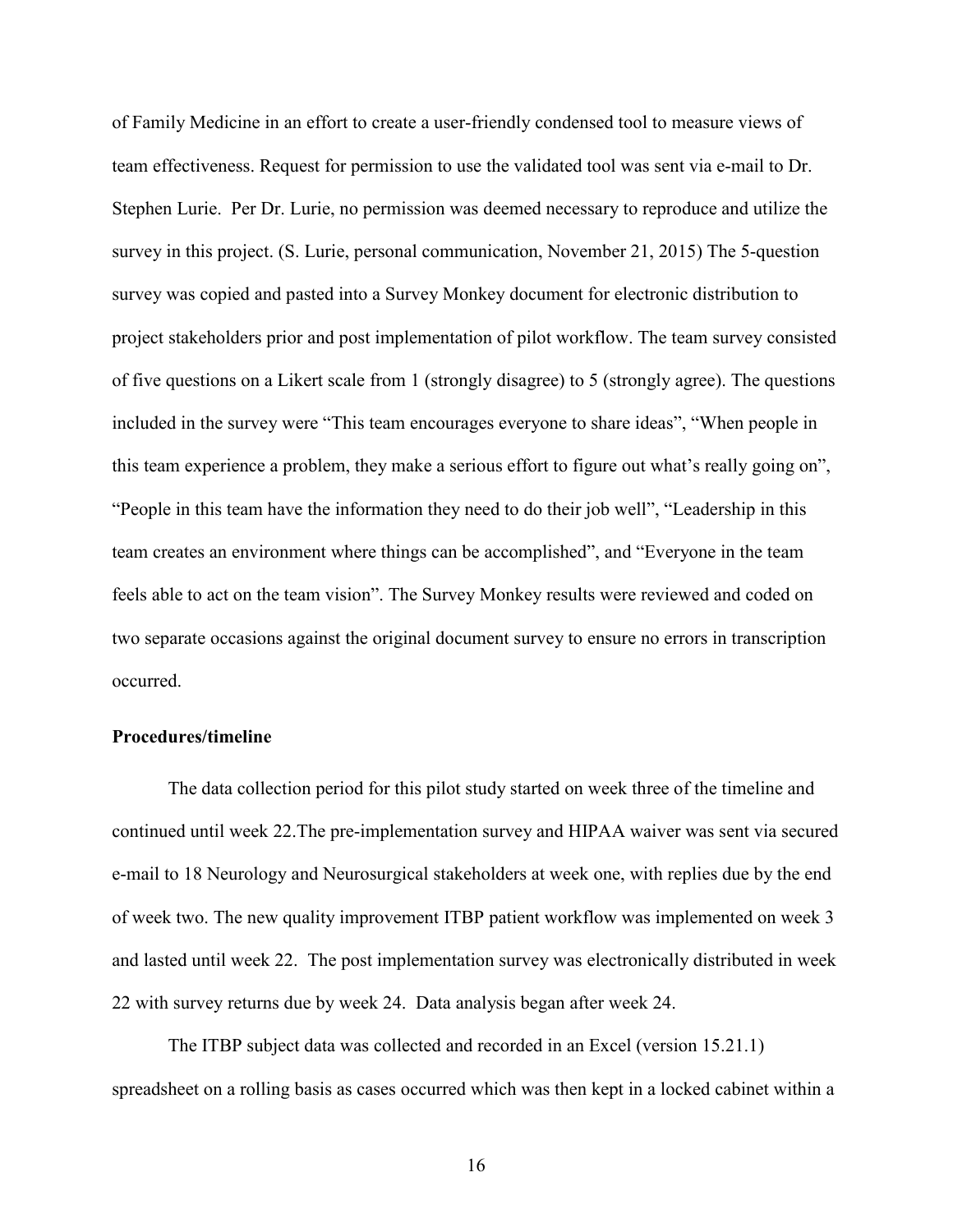of Family Medicine in an effort to create a user-friendly condensed tool to measure views of team effectiveness. Request for permission to use the validated tool was sent via e-mail to Dr. Stephen Lurie. Per Dr. Lurie, no permission was deemed necessary to reproduce and utilize the survey in this project. (S. Lurie, personal communication, November 21, 2015) The 5-question survey was copied and pasted into a Survey Monkey document for electronic distribution to project stakeholders prior and post implementation of pilot workflow. The team survey consisted of five questions on a Likert scale from 1 (strongly disagree) to 5 (strongly agree). The questions included in the survey were "This team encourages everyone to share ideas", "When people in this team experience a problem, they make a serious effort to figure out what's really going on", "People in this team have the information they need to do their job well", "Leadership in this team creates an environment where things can be accomplished", and "Everyone in the team feels able to act on the team vision". The Survey Monkey results were reviewed and coded on two separate occasions against the original document survey to ensure no errors in transcription occurred.

**Procedures/timeline**

The data collection period for this pilot study started on week three of the timeline and continued until week 22.The pre-implementation survey and HIPAA waiver was sent via secured e-mail to 18 Neurology and Neurosurgical stakeholders at week one, with replies due by the end of week two. The new quality improvement ITBP patient workflow was implemented on week 3 and lasted until week 22. The post implementation survey was electronically distributed in week 22 with survey returns due by week 24. Data analysis began after week 24.

The ITBP subject data was collected and recorded in an Excel (version 15.21.1) spreadsheet on a rolling basis as cases occurred which was then kept in a locked cabinet within a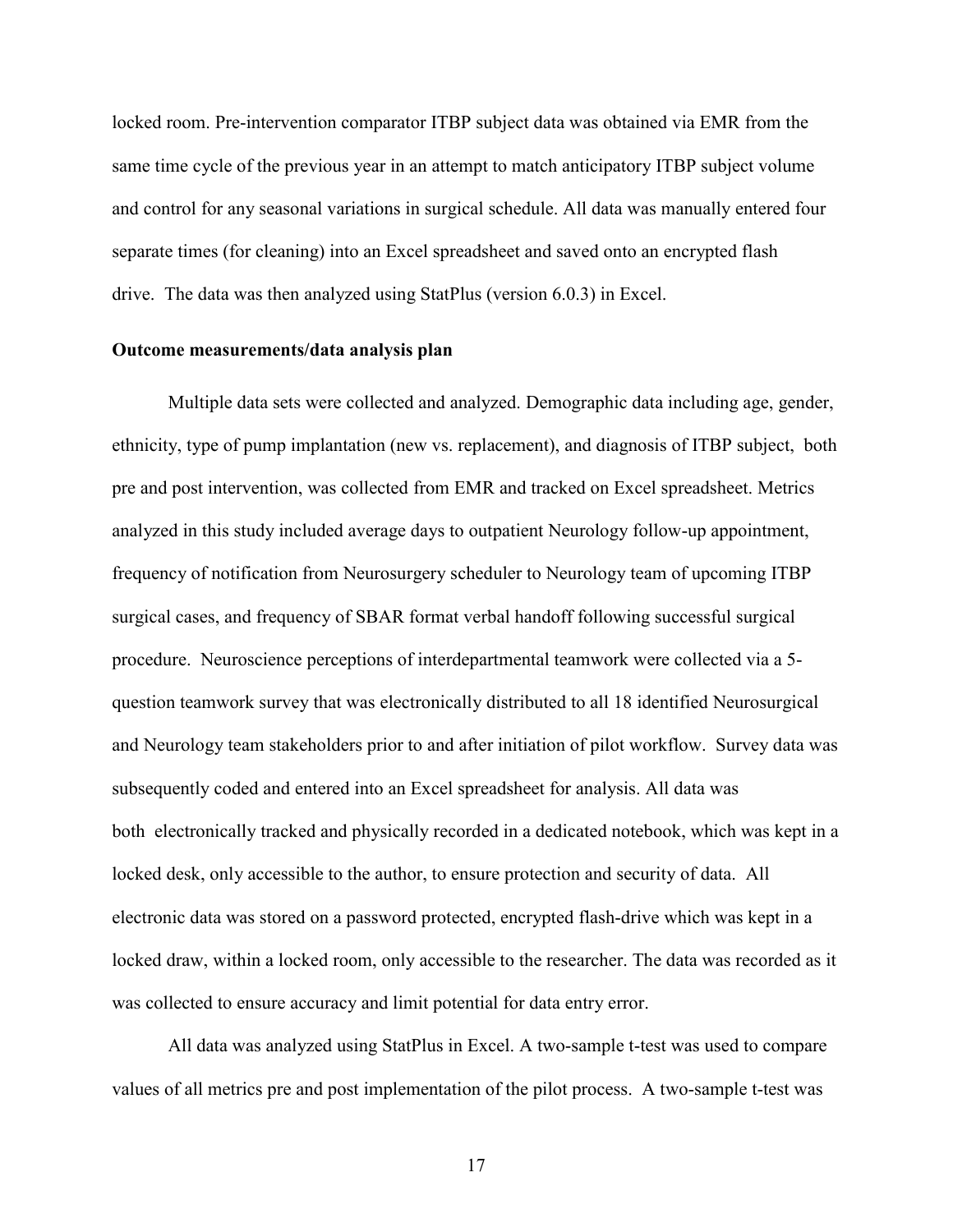locked room. Pre-intervention comparator ITBP subject data was obtained via EMR from the same time cycle of the previous year in an attempt to match anticipatory ITBP subject volume and control for any seasonal variations in surgical schedule. All data was manually entered four separate times (for cleaning) into an Excel spreadsheet and saved onto an encrypted flash drive. The data was then analyzed using StatPlus (version 6.0.3) in Excel.

**Outcome measurements/data analysis plan**

Multiple data sets were collected and analyzed. Demographic data including age, gender, ethnicity, type of pump implantation (new vs. replacement), and diagnosis of ITBP subject, both pre and post intervention, was collected from EMR and tracked on Excel spreadsheet. Metrics analyzed in this study included average days to outpatient Neurology follow-up appointment, frequency of notification from Neurosurgery scheduler to Neurology team of upcoming ITBP surgical cases, and frequency of SBAR format verbal handoff following successful surgical procedure. Neuroscience perceptions of interdepartmental teamwork were collected via a 5-question teamwork survey that was electronically distributed to all 18 identified Neurosurgical and Neurology team stakeholders prior to and after initiation of pilot workflow. Survey data was subsequently coded and entered into an Excel spreadsheet for analysis. All data was both electronically tracked and physically recorded in a dedicated notebook, which was kept in a locked desk, only accessible to the author, to ensure protection and security of data. All electronic data was stored on a password protected, encrypted flash-drive which was kept in a locked draw, within a locked room, only accessible to the researcher. The data was recorded as it was collected to ensure accuracy and limit potential for data entry error.

All data was analyzed using StatPlus in Excel. A two-sample t-test was used to compare values of all metrics pre and post implementation of the pilot process. A two-sample t-test was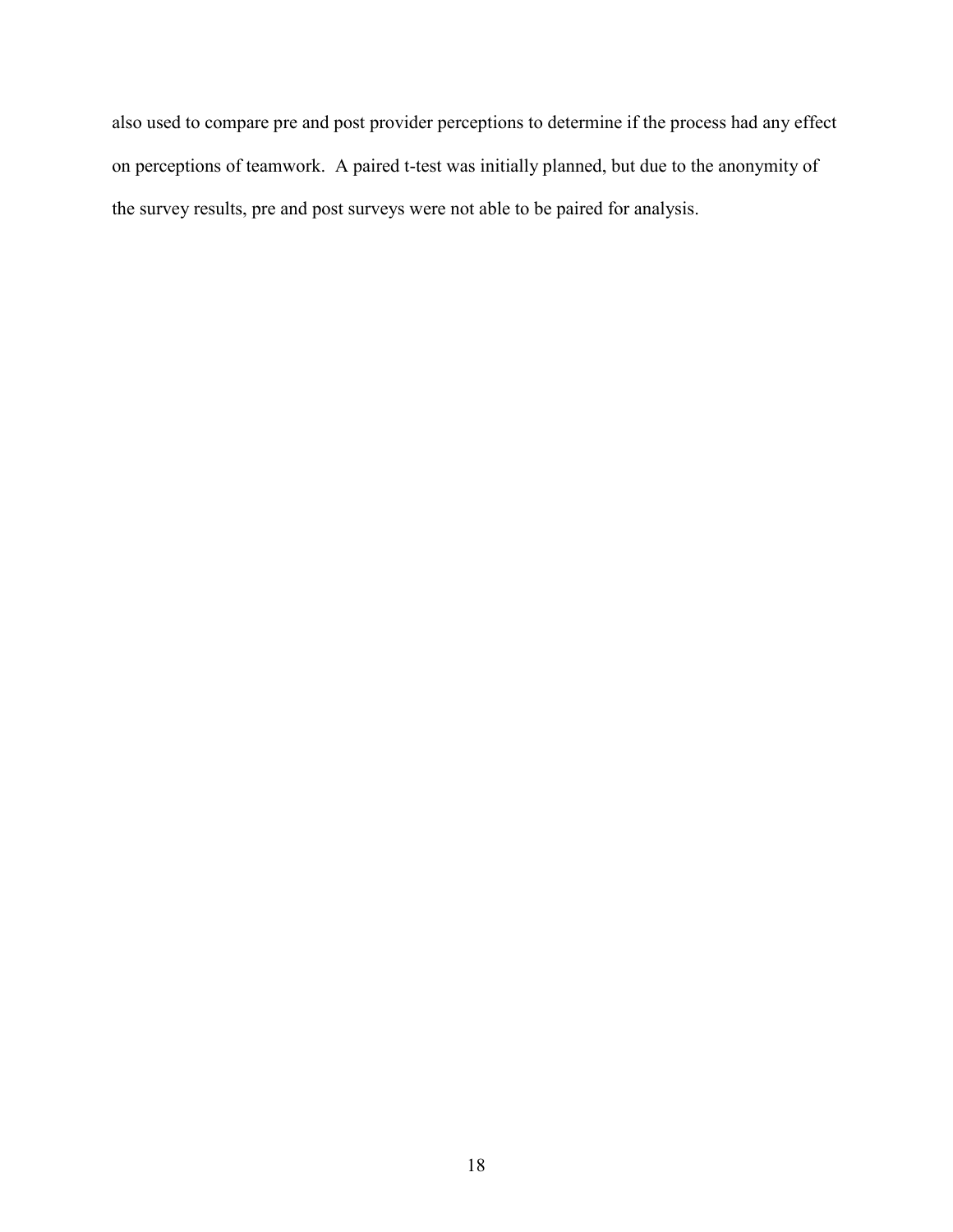also used to compare pre and post provider perceptions to determine if the process had any effect on perceptions of teamwork. A paired t-test was initially planned, but due to the anonymity of the survey results, pre and post surveys were not able to be paired for analysis.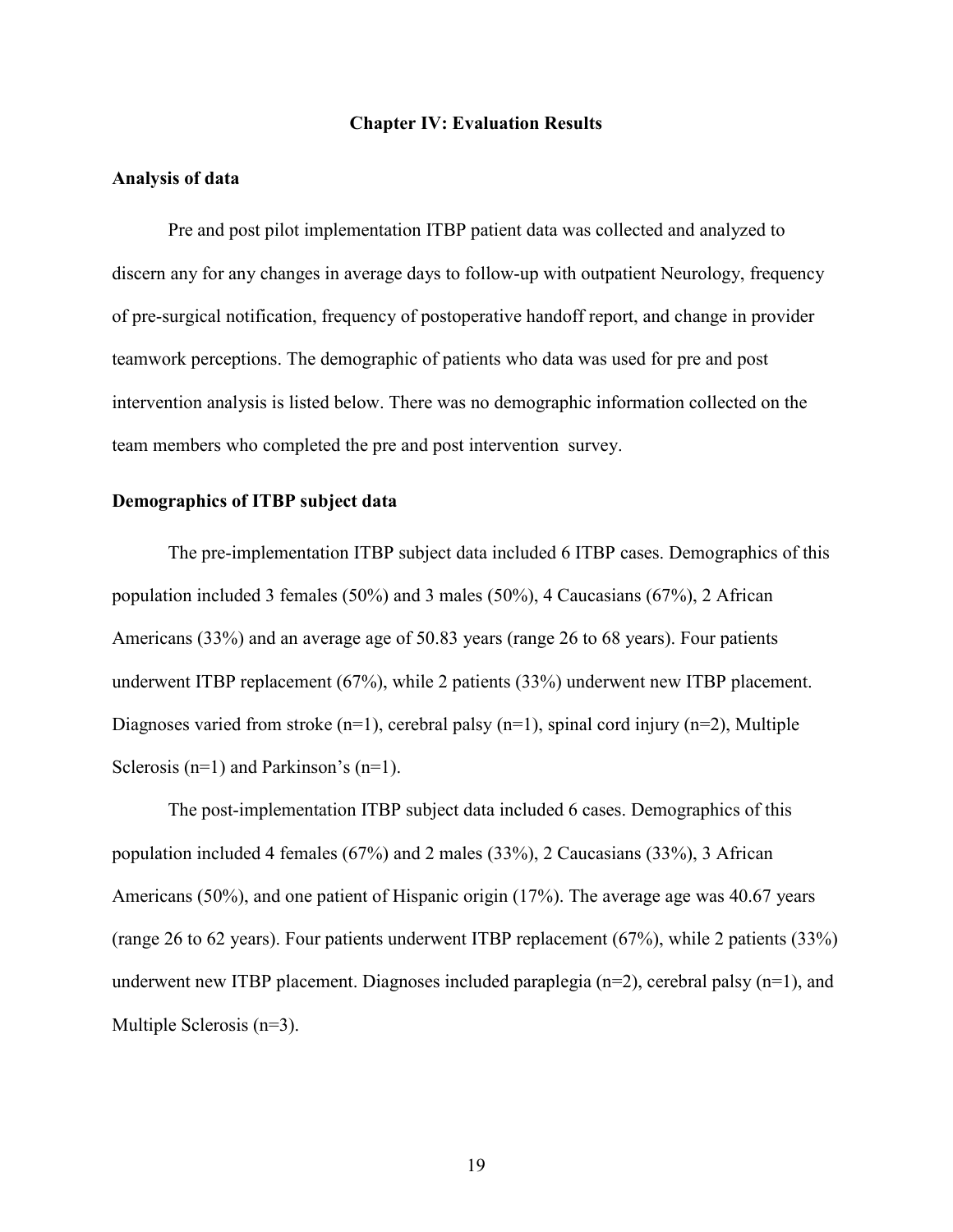# Chapter IV: Evaluation Results

## Analysis of data

Pre and post pilot implementation ITBP patient data was collected and analyzed to discern any for any changes in average days to follow-up with outpatient Neurology, frequency of pre-surgical notification, frequency of postoperative handoff report, and change in provider teamwork perceptions. The demographic of patients who data was used for pre and post intervention analysis is listed below. There was no demographic information collected on the team members who completed the pre and post intervention survey.

## Demographics of ITBP subject data

The pre-implementation ITBP subject data included 6 ITBP cases. Demographics of this population included 3 females (50%) and 3 males (50%), 4 Caucasians (67%), 2 African Americans (33%) and an average age of 50.83 years (range 26 to 68 years). Four patients underwent ITBP replacement (67%), while 2 patients (33%) underwent new ITBP placement. Diagnoses varied from stroke (n=1), cerebral palsy (n=1), spinal cord injury (n=2), Multiple Sclerosis (n=1) and Parkinson's (n=1).

The post-implementation ITBP subject data included 6 cases. Demographics of this population included 4 females (67%) and 2 males (33%), 2 Caucasians (33%), 3 African Americans (50%), and one patient of Hispanic origin (17%). The average age was 40.67 years (range 26 to 62 years). Four patients underwent ITBP replacement (67%), while 2 patients (33%) underwent new ITBP placement. Diagnoses included paraplegia (n=2), cerebral palsy (n=1), and Multiple Sclerosis (n=3).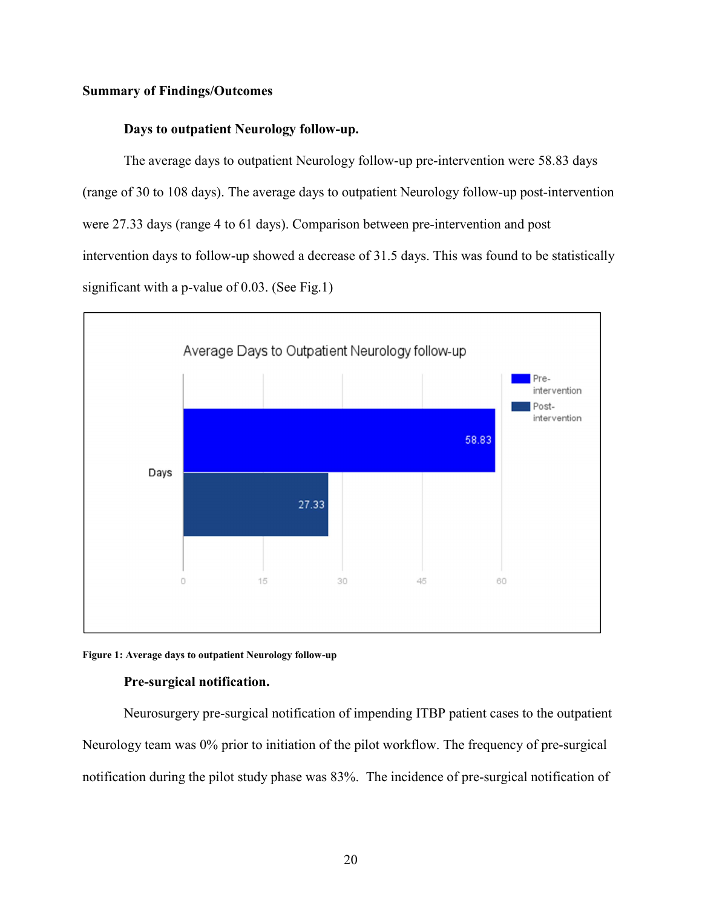## Summary of Findings/Outcomes

### Days to outpatient Neurology follow-up.

The average days to outpatient Neurology follow-up pre-intervention were 58.83 days (range of 30 to 108 days). The average days to outpatient Neurology follow-up post-intervention were 27.33 days (range 4 to 61 days). Comparison between pre-intervention and post intervention days to follow-up showed a decrease of 31.5 days. This was found to be statistically significant with a p-value of 0.03. (See Fig.1)

**Figure 1: Average days to outpatient Neurology follow-up**

### Pre-surgical notification.

Neurosurgery pre-surgical notification of impending ITBP patient cases to the outpatient Neurology team was 0% prior to initiation of the pilot workflow. The frequency of pre-surgical notification during the pilot study phase was 83%. The incidence of pre-surgical notification of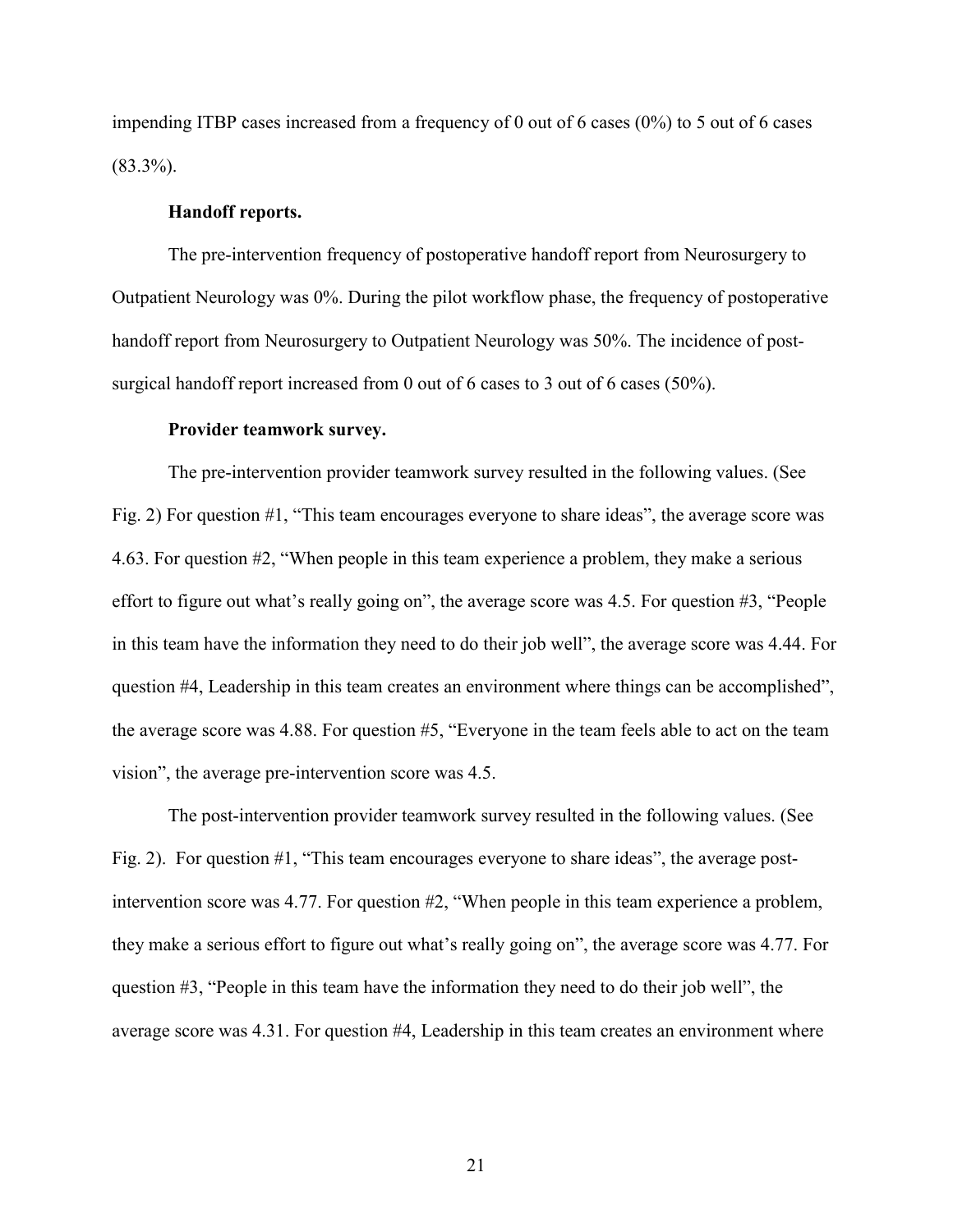impending ITBP cases increased from a frequency of 0 out of 6 cases (0%) to 5 out of 6 cases (83.3%).

**Handoff reports.**

The pre-intervention frequency of postoperative handoff report from Neurosurgery to Outpatient Neurology was 0%. During the pilot workflow phase, the frequency of postoperative handoff report from Neurosurgery to Outpatient Neurology was 50%. The incidence of post-surgical handoff report increased from 0 out of 6 cases to 3 out of 6 cases (50%).

**Provider teamwork survey.**

The pre-intervention provider teamwork survey resulted in the following values. (See Fig. 2) For question #1, "This team encourages everyone to share ideas", the average score was 4.63. For question #2, "When people in this team experience a problem, they make a serious effort to figure out what's really going on", the average score was 4.5. For question #3, "People in this team have the information they need to do their job well", the average score was 4.44. For question #4, Leadership in this team creates an environment where things can be accomplished", the average score was 4.88. For question #5, "Everyone in the team feels able to act on the team vision", the average pre-intervention score was 4.5.

The post-intervention provider teamwork survey resulted in the following values. (See Fig. 2). For question #1, "This team encourages everyone to share ideas", the average post-intervention score was 4.77. For question #2, "When people in this team experience a problem, they make a serious effort to figure out what's really going on", the average score was 4.77. For question #3, "People in this team have the information they need to do their job well", the average score was 4.31. For question #4, Leadership in this team creates an environment where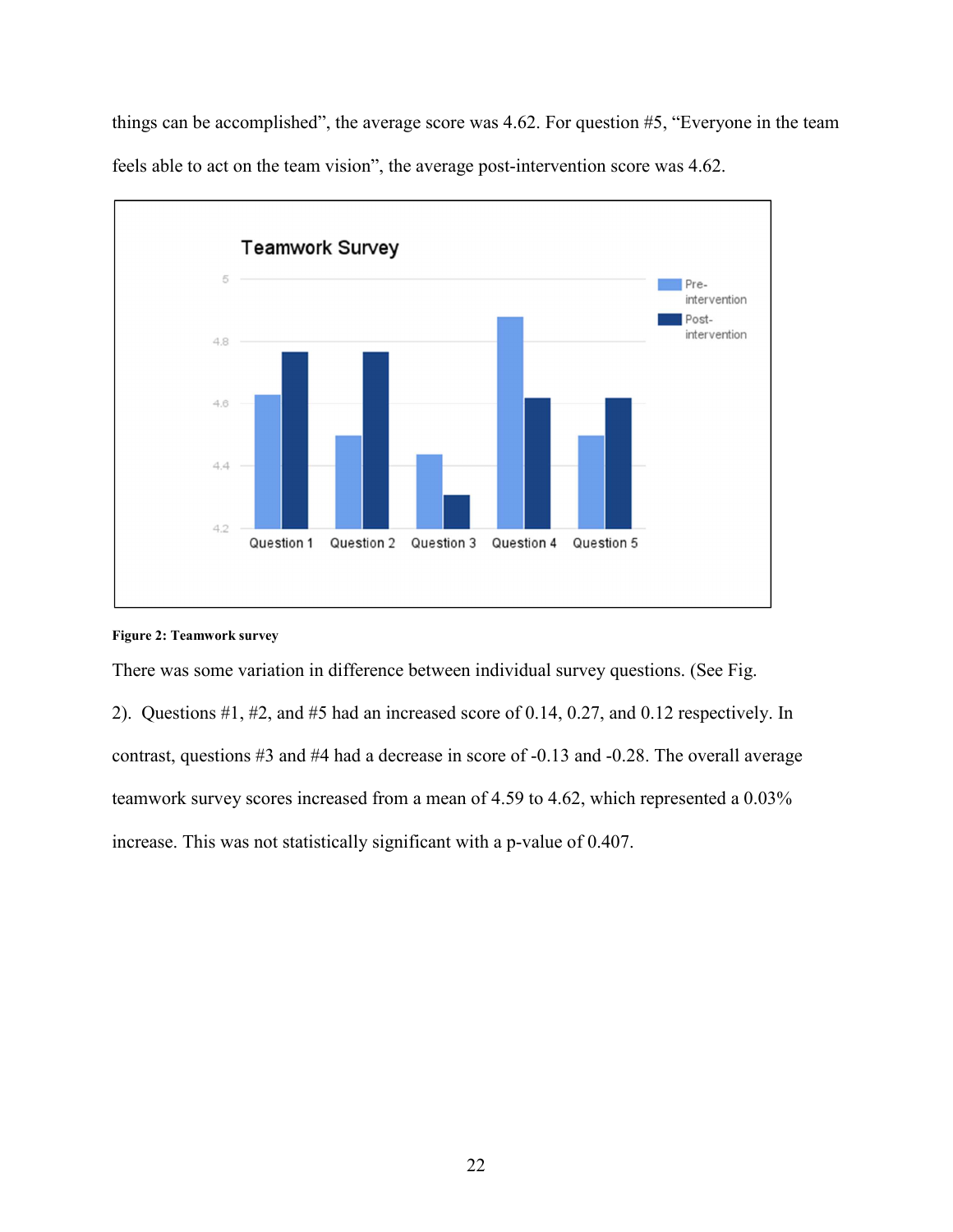things can be accomplished", the average score was 4.62. For question #5, "Everyone in the team feels able to act on the team vision", the average post-intervention score was 4.62.

**Figure 2: Teamwork survey**

There was some variation in difference between individual survey questions. (See Fig. 2). Questions #1, #2, and #5 had an increased score of 0.14, 0.27, and 0.12 respectively. In contrast, questions #3 and #4 had a decrease in score of -0.13 and -0.28. The overall average teamwork survey scores increased from a mean of 4.59 to 4.62, which represented a 0.03% increase. This was not statistically significant with a p-value of 0.407.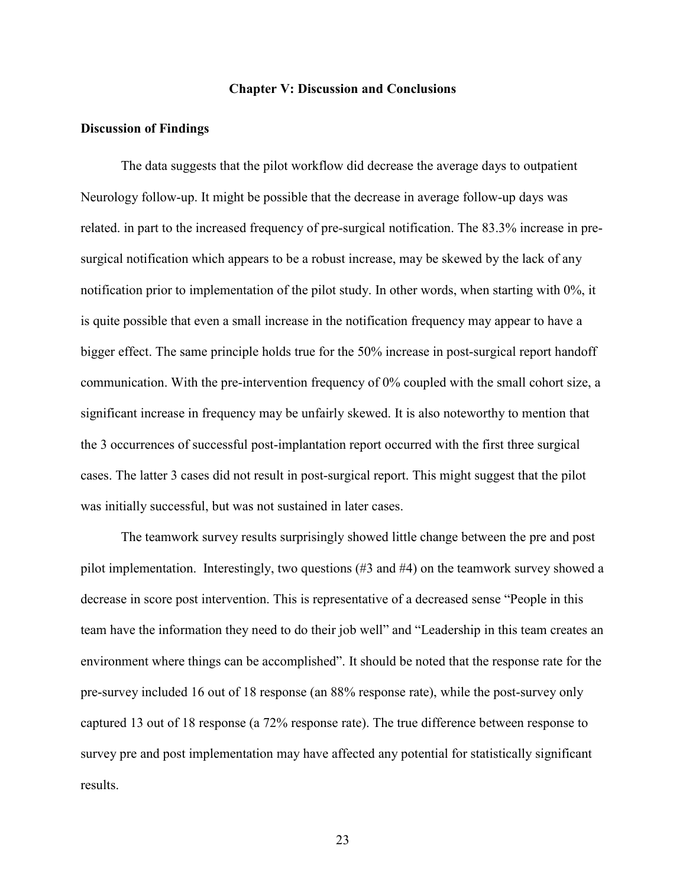# Chapter V: Discussion and Conclusions

## Discussion of Findings

The data suggests that the pilot workflow did decrease the average days to outpatient Neurology follow-up. It might be possible that the decrease in average follow-up days was related. in part to the increased frequency of pre-surgical notification. The 83.3% increase in pre-surgical notification which appears to be a robust increase, may be skewed by the lack of any notification prior to implementation of the pilot study. In other words, when starting with 0%, it is quite possible that even a small increase in the notification frequency may appear to have a bigger effect. The same principle holds true for the 50% increase in post-surgical report handoff communication. With the pre-intervention frequency of 0% coupled with the small cohort size, a significant increase in frequency may be unfairly skewed. It is also noteworthy to mention that the 3 occurrences of successful post-implantation report occurred with the first three surgical cases. The latter 3 cases did not result in post-surgical report. This might suggest that the pilot was initially successful, but was not sustained in later cases.

The teamwork survey results surprisingly showed little change between the pre and post pilot implementation. Interestingly, two questions (#3 and #4) on the teamwork survey showed a decrease in score post intervention. This is representative of a decreased sense "People in this team have the information they need to do their job well" and "Leadership in this team creates an environment where things can be accomplished". It should be noted that the response rate for the pre-survey included 16 out of 18 response (an 88% response rate), while the post-survey only captured 13 out of 18 response (a 72% response rate). The true difference between response to survey pre and post implementation may have affected any potential for statistically significant results.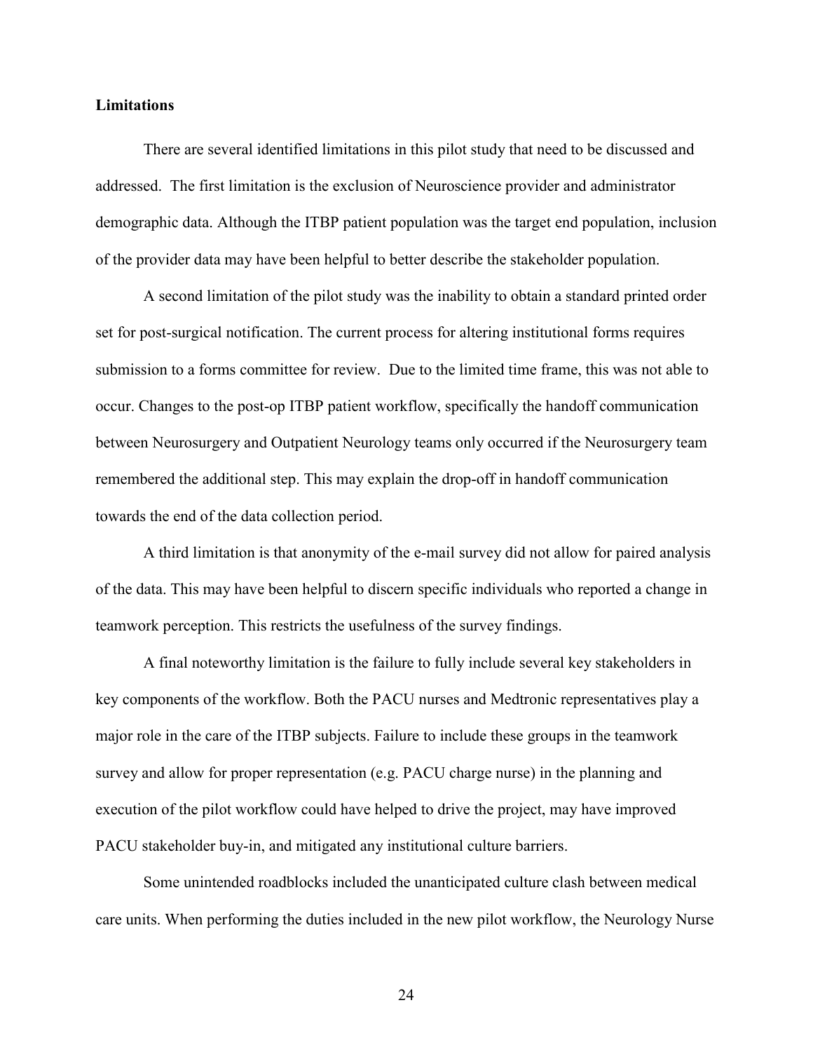**Limitations**

There are several identified limitations in this pilot study that need to be discussed and addressed. The first limitation is the exclusion of Neuroscience provider and administrator demographic data. Although the ITBP patient population was the target end population, inclusion of the provider data may have been helpful to better describe the stakeholder population.

A second limitation of the pilot study was the inability to obtain a standard printed order set for post-surgical notification. The current process for altering institutional forms requires submission to a forms committee for review. Due to the limited time frame, this was not able to occur. Changes to the post-op ITBP patient workflow, specifically the handoff communication between Neurosurgery and Outpatient Neurology teams only occurred if the Neurosurgery team remembered the additional step. This may explain the drop-off in handoff communication towards the end of the data collection period.

A third limitation is that anonymity of the e-mail survey did not allow for paired analysis of the data. This may have been helpful to discern specific individuals who reported a change in teamwork perception. This restricts the usefulness of the survey findings.

A final noteworthy limitation is the failure to fully include several key stakeholders in key components of the workflow. Both the PACU nurses and Medtronic representatives play a major role in the care of the ITBP subjects. Failure to include these groups in the teamwork survey and allow for proper representation (e.g. PACU charge nurse) in the planning and execution of the pilot workflow could have helped to drive the project, may have improved PACU stakeholder buy-in, and mitigated any institutional culture barriers.

Some unintended roadblocks included the unanticipated culture clash between medical care units. When performing the duties included in the new pilot workflow, the Neurology Nurse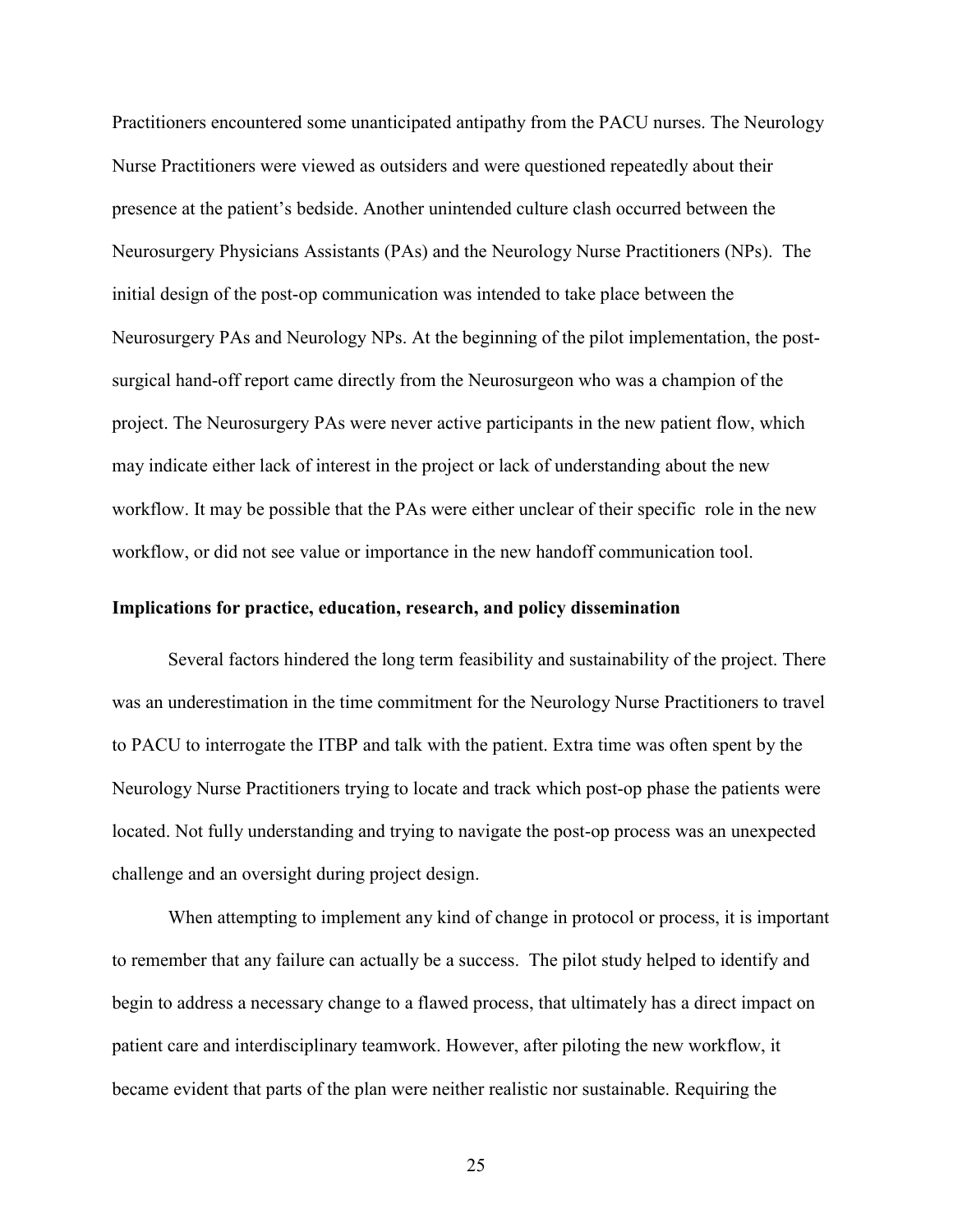Practitioners encountered some unanticipated antipathy from the PACU nurses. The Neurology Nurse Practitioners were viewed as outsiders and were questioned repeatedly about their presence at the patient's bedside. Another unintended culture clash occurred between the Neurosurgery Physicians Assistants (PAs) and the Neurology Nurse Practitioners (NPs). The initial design of the post-op communication was intended to take place between the Neurosurgery PAs and Neurology NPs. At the beginning of the pilot implementation, the post-surgical hand-off report came directly from the Neurosurgeon who was a champion of the project. The Neurosurgery PAs were never active participants in the new patient flow, which may indicate either lack of interest in the project or lack of understanding about the new workflow. It may be possible that the PAs were either unclear of their specific role in the new workflow, or did not see value or importance in the new handoff communication tool.

**Implications for practice, education, research, and policy dissemination**

Several factors hindered the long term feasibility and sustainability of the project. There was an underestimation in the time commitment for the Neurology Nurse Practitioners to travel to PACU to interrogate the ITBP and talk with the patient. Extra time was often spent by the Neurology Nurse Practitioners trying to locate and track which post-op phase the patients were located. Not fully understanding and trying to navigate the post-op process was an unexpected challenge and an oversight during project design.

When attempting to implement any kind of change in protocol or process, it is important to remember that any failure can actually be a success. The pilot study helped to identify and begin to address a necessary change to a flawed process, that ultimately has a direct impact on patient care and interdisciplinary teamwork. However, after piloting the new workflow, it became evident that parts of the plan were neither realistic nor sustainable. Requiring the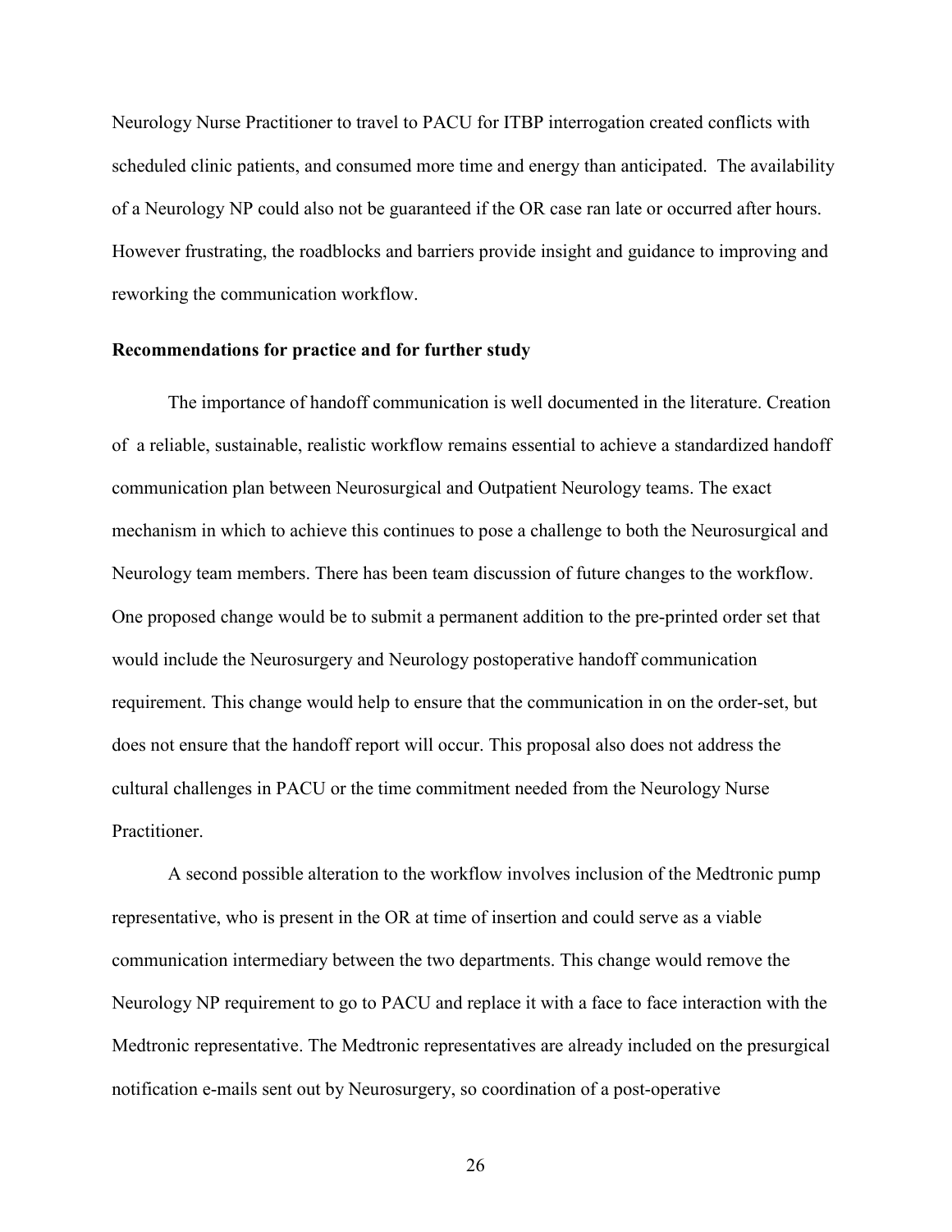Neurology Nurse Practitioner to travel to PACU for ITBP interrogation created conflicts with scheduled clinic patients, and consumed more time and energy than anticipated. The availability of a Neurology NP could also not be guaranteed if the OR case ran late or occurred after hours. However frustrating, the roadblocks and barriers provide insight and guidance to improving and reworking the communication workflow.

**Recommendations for practice and for further study**

The importance of handoff communication is well documented in the literature. Creation of a reliable, sustainable, realistic workflow remains essential to achieve a standardized handoff communication plan between Neurosurgical and Outpatient Neurology teams. The exact mechanism in which to achieve this continues to pose a challenge to both the Neurosurgical and Neurology team members. There has been team discussion of future changes to the workflow. One proposed change would be to submit a permanent addition to the pre-printed order set that would include the Neurosurgery and Neurology postoperative handoff communication requirement. This change would help to ensure that the communication in on the order-set, but does not ensure that the handoff report will occur. This proposal also does not address the cultural challenges in PACU or the time commitment needed from the Neurology Nurse Practitioner.

A second possible alteration to the workflow involves inclusion of the Medtronic pump representative, who is present in the OR at time of insertion and could serve as a viable communication intermediary between the two departments. This change would remove the Neurology NP requirement to go to PACU and replace it with a face to face interaction with the Medtronic representative. The Medtronic representatives are already included on the presurgical notification e-mails sent out by Neurosurgery, so coordination of a post-operative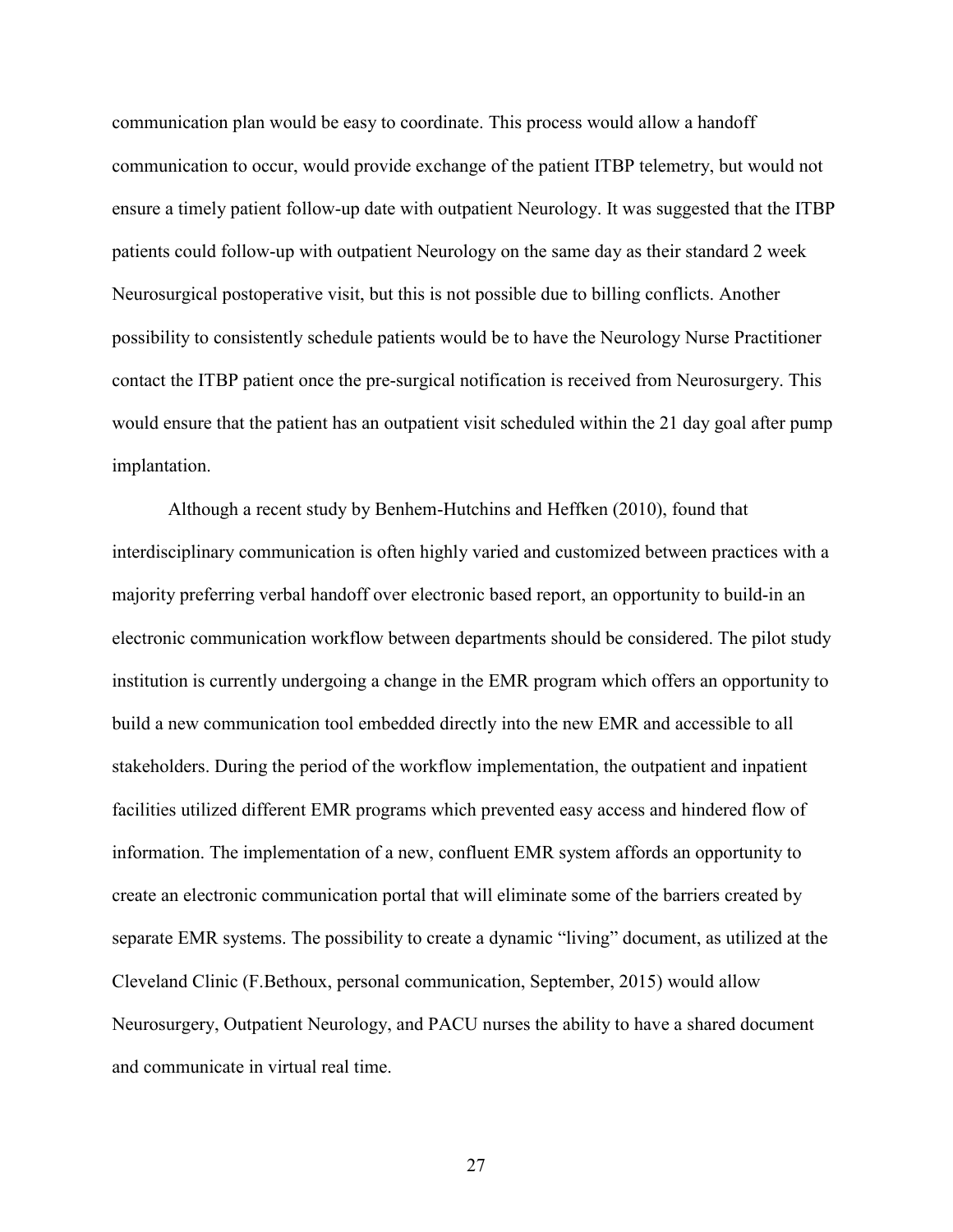communication plan would be easy to coordinate. This process would allow a handoff communication to occur, would provide exchange of the patient ITBP telemetry, but would not ensure a timely patient follow-up date with outpatient Neurology. It was suggested that the ITBP patients could follow-up with outpatient Neurology on the same day as their standard 2 week Neurosurgical postoperative visit, but this is not possible due to billing conflicts. Another possibility to consistently schedule patients would be to have the Neurology Nurse Practitioner contact the ITBP patient once the pre-surgical notification is received from Neurosurgery. This would ensure that the patient has an outpatient visit scheduled within the 21 day goal after pump implantation.

Although a recent study by Benhem-Hutchins and Heffken (2010), found that interdisciplinary communication is often highly varied and customized between practices with a majority preferring verbal handoff over electronic based report, an opportunity to build-in an electronic communication workflow between departments should be considered. The pilot study institution is currently undergoing a change in the EMR program which offers an opportunity to build a new communication tool embedded directly into the new EMR and accessible to all stakeholders. During the period of the workflow implementation, the outpatient and inpatient facilities utilized different EMR programs which prevented easy access and hindered flow of information. The implementation of a new, confluent EMR system affords an opportunity to create an electronic communication portal that will eliminate some of the barriers created by separate EMR systems. The possibility to create a dynamic "living" document, as utilized at the Cleveland Clinic (F.Bethoux, personal communication, September, 2015) would allow Neurosurgery, Outpatient Neurology, and PACU nurses the ability to have a shared document and communicate in virtual real time.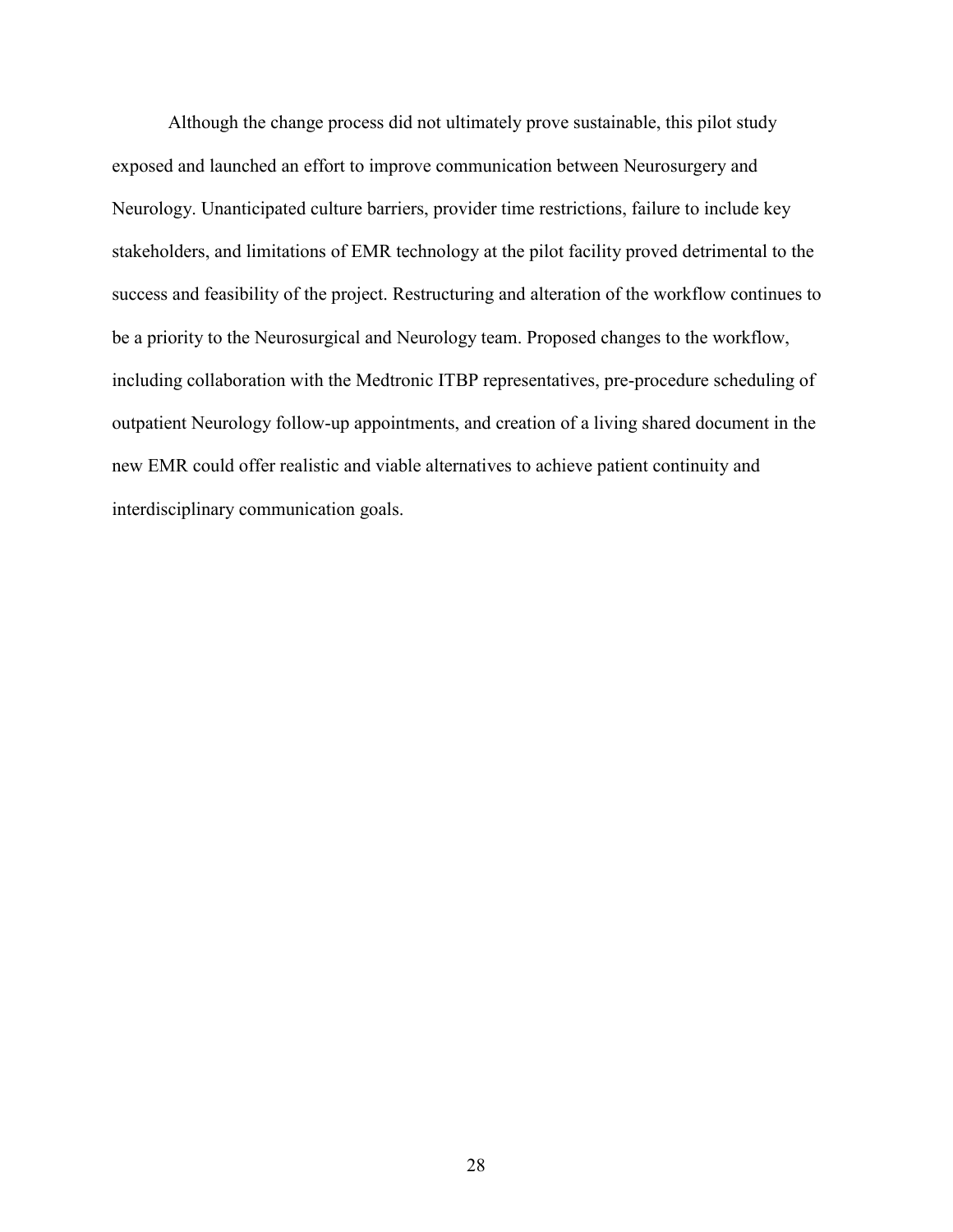Although the change process did not ultimately prove sustainable, this pilot study exposed and launched an effort to improve communication between Neurosurgery and Neurology. Unanticipated culture barriers, provider time restrictions, failure to include key stakeholders, and limitations of EMR technology at the pilot facility proved detrimental to the success and feasibility of the project. Restructuring and alteration of the workflow continues to be a priority to the Neurosurgical and Neurology team. Proposed changes to the workflow, including collaboration with the Medtronic ITBP representatives, pre-procedure scheduling of outpatient Neurology follow-up appointments, and creation of a living shared document in the new EMR could offer realistic and viable alternatives to achieve patient continuity and interdisciplinary communication goals.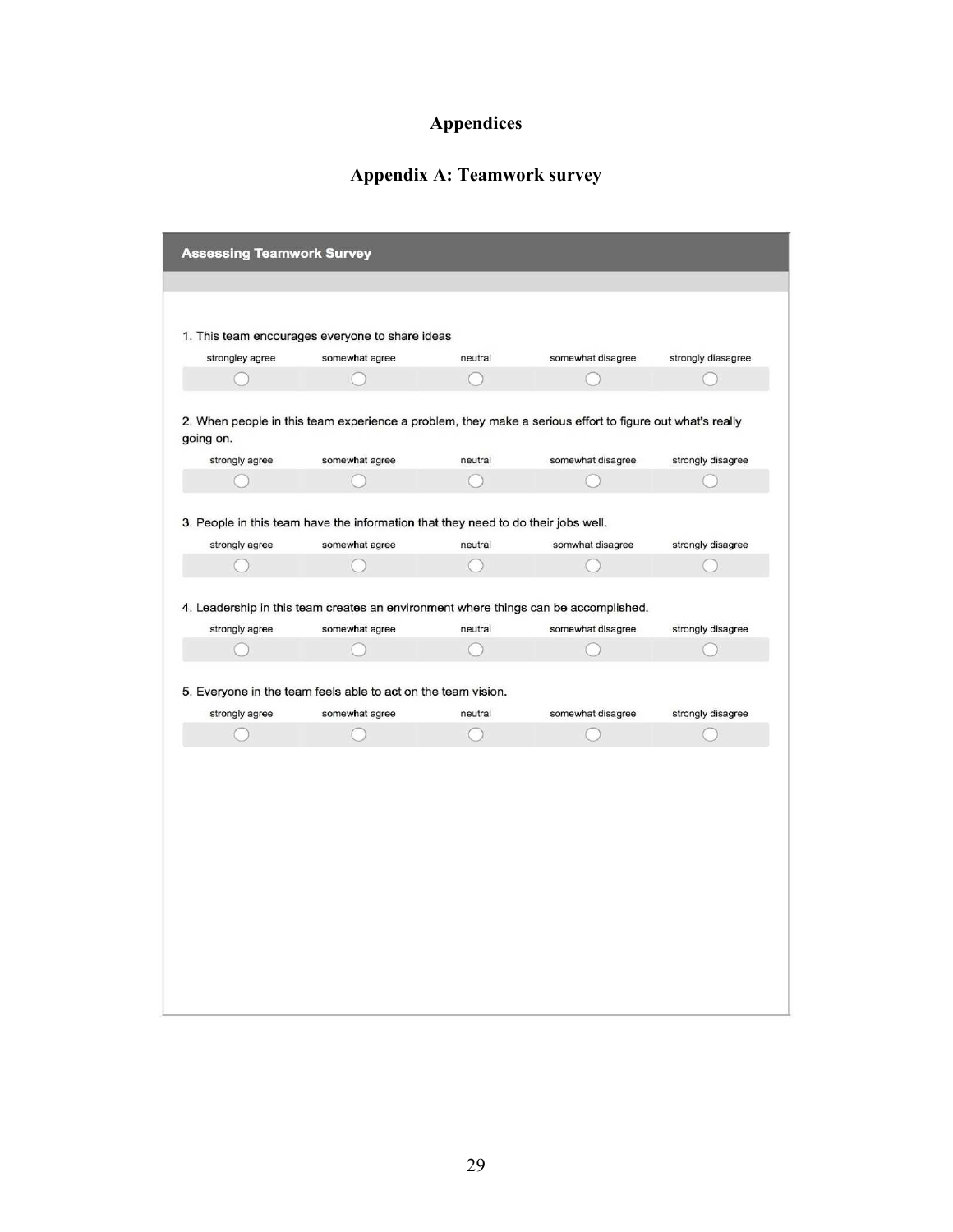# Appendices

## Appendix A: Teamwork survey

**Assessing Teamwork Survey**

1. This team encourages everyone to share ideas

| strongley agree | somewhat agree | neutral | somewhat disagree | strongly diasagree |
|---|---|---|---|---|
| ○ | ○ | ○ | ○ | ○ |

2. When people in this team experience a problem, they make a serious effort to figure out what's really going on.

| strongly agree | somewhat agree | neutral | somewhat disagree | strongly disagree |
|---|---|---|---|---|
| ○ | ○ | ○ | ○ | ○ |

3. People in this team have the information that they need to do their jobs well.

| strongly agree | somewhat agree | neutral | somwhat disagree | strongly disagree |
|---|---|---|---|---|
| ○ | ○ | ○ | ○ | ○ |

4. Leadership in this team creates an environment where things can be accomplished.

| strongly agree | somewhat agree | neutral | somewhat disagree | strongly disagree |
|---|---|---|---|---|
| ○ | ○ | ○ | ○ | ○ |

5. Everyone in the team feels able to act on the team vision.

| strongly agree | somewhat agree | neutral | somewhat disagree | strongly disagree |
|---|---|---|---|---|
| ○ | ○ | ○ | ○ | ○ |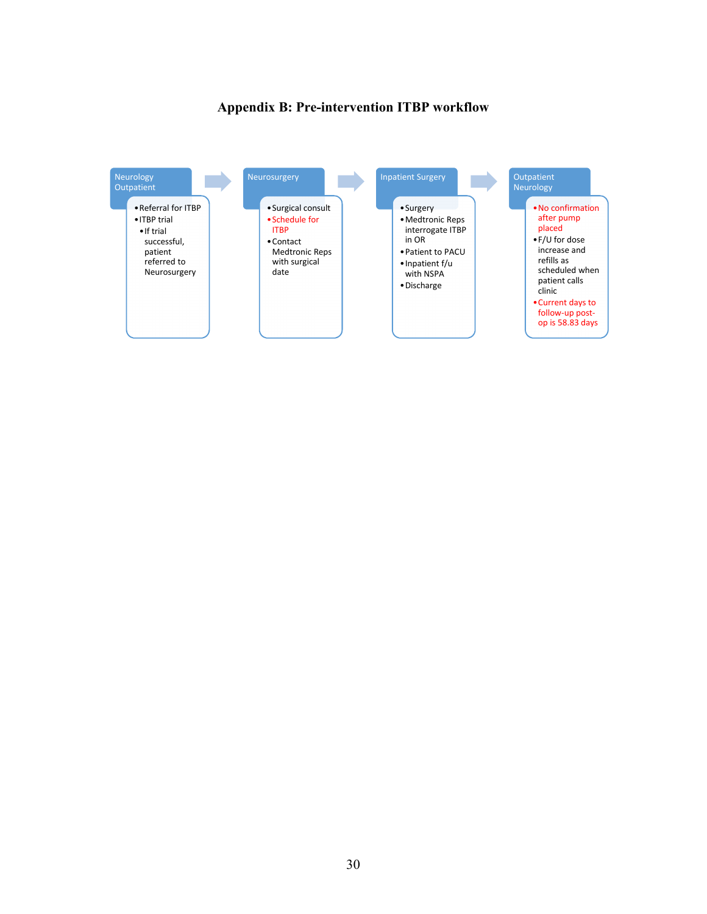# Appendix B: Pre-intervention ITBP workflow

**Neurology Outpatient**

- Referral for ITBP
- ITBP trial
  - If trial successful, patient referred to Neurosurgery

**Neurosurgery**

- Surgical consult
- Schedule for ITBP
- Contact Medtronic Reps with surgical date

**Inpatient Surgery**

- Surgery
- Medtronic Reps interrogate ITBP in OR
- Patient to PACU
- Inpatient f/u with NSPA
- Discharge

**Outpatient Neurology**

- No confirmation after pump placed
- F/U for dose increase and refills as scheduled when patient calls clinic
- Current days to follow-up post-op is 58.83 days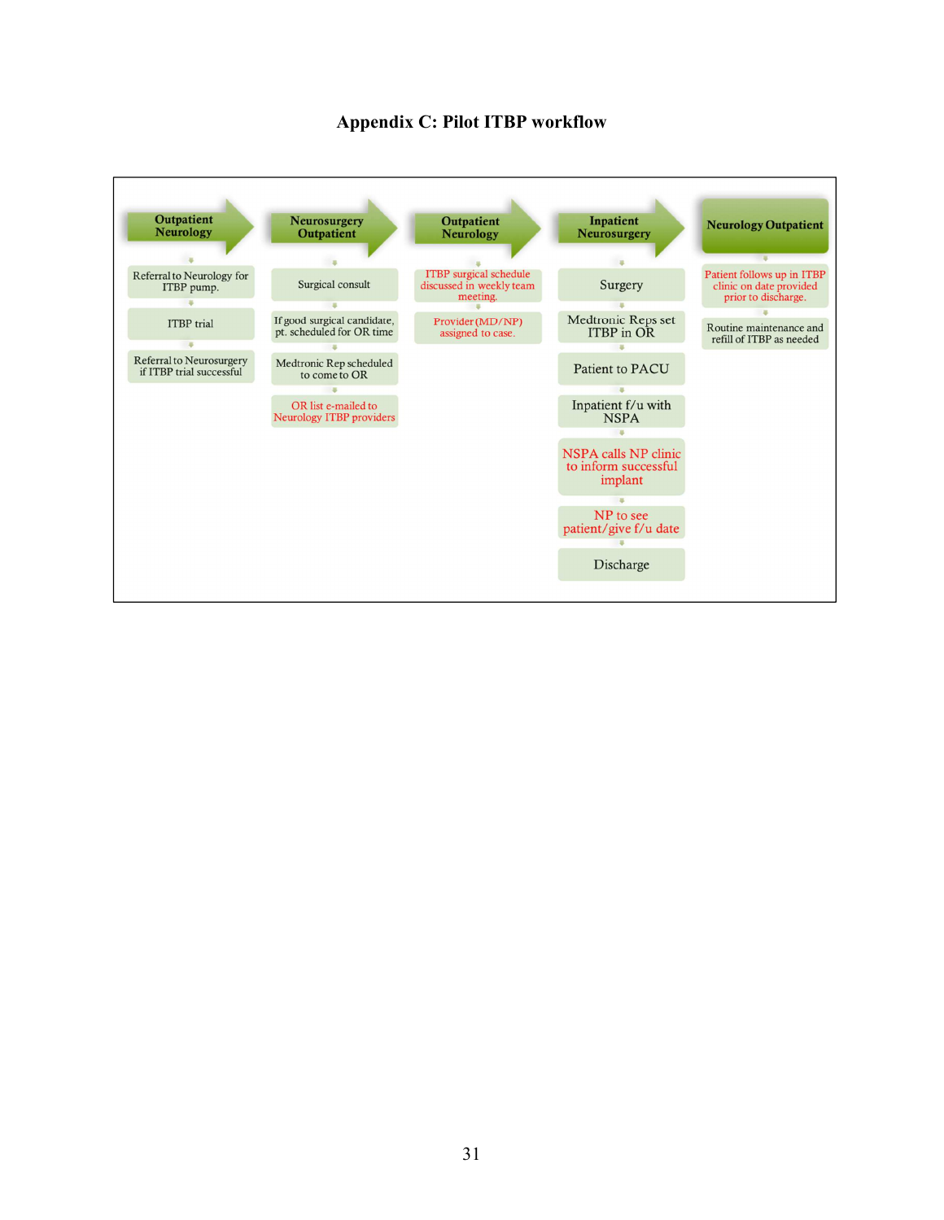# Appendix C: Pilot ITBP workflow

**Outpatient Neurology**

- Referral to Neurology for ITBP pump.
- ITBP trial
- Referral to Neurosurgery if ITBP trial successful

**Neurosurgery Outpatient**

- Surgical consult
- If good surgical candidate, pt. scheduled for OR time
- Medtronic Rep scheduled to come to OR
- OR list e-mailed to Neurology ITBP providers

**Outpatient Neurology**

- ITBP surgical schedule discussed in weekly team meeting.
- Provider (MD/NP) assigned to case.

**Inpatient Neurosurgery**

- Surgery
- Medtronic Reps set ITBP in OR
- Patient to PACU
- Inpatient f/u with NSPA
- NSPA calls NP clinic to inform successful implant
- NP to see patient/give f/u date
- Discharge

**Neurology Outpatient**

- Patient follows up in ITBP clinic on date provided prior to discharge.
- Routine maintenance and refill of ITBP as needed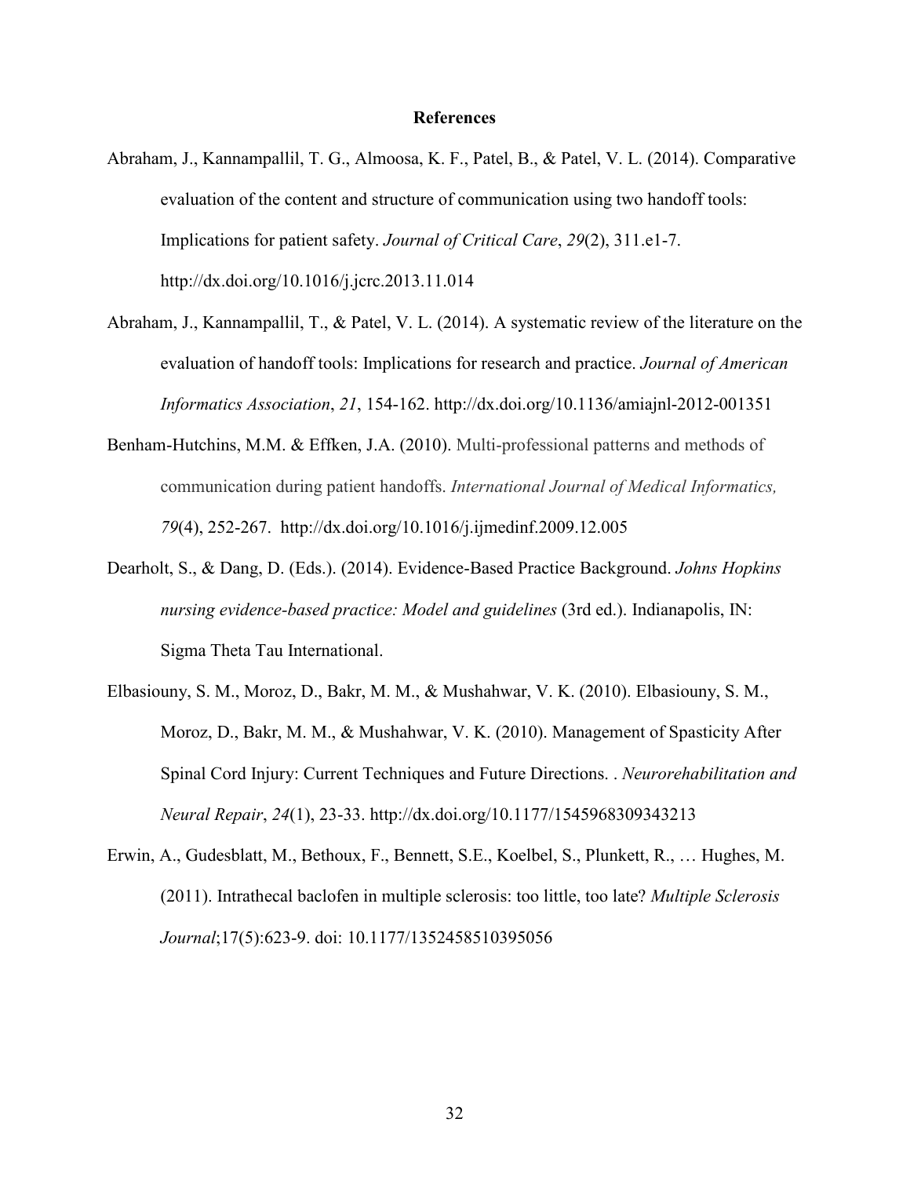# References

Abraham, J., Kannampallil, T. G., Almoosa, K. F., Patel, B., & Patel, V. L. (2014). Comparative evaluation of the content and structure of communication using two handoff tools: Implications for patient safety. *Journal of Critical Care*, *29*(2), 311.e1-7. http://dx.doi.org/10.1016/j.jcrc.2013.11.014

Abraham, J., Kannampallil, T., & Patel, V. L. (2014). A systematic review of the literature on the evaluation of handoff tools: Implications for research and practice. *Journal of American Informatics Association*, *21*, 154-162. http://dx.doi.org/10.1136/amiajnl-2012-001351

Benham-Hutchins, M.M. & Effken, J.A. (2010). Multi-professional patterns and methods of communication during patient handoffs. *International Journal of Medical Informatics, 79*(4), 252-267. http://dx.doi.org/10.1016/j.ijmedinf.2009.12.005

Dearholt, S., & Dang, D. (Eds.). (2014). Evidence-Based Practice Background. *Johns Hopkins nursing evidence-based practice: Model and guidelines* (3rd ed.). Indianapolis, IN: Sigma Theta Tau International.

Elbasiouny, S. M., Moroz, D., Bakr, M. M., & Mushahwar, V. K. (2010). Elbasiouny, S. M., Moroz, D., Bakr, M. M., & Mushahwar, V. K. (2010). Management of Spasticity After Spinal Cord Injury: Current Techniques and Future Directions. . *Neurorehabilitation and Neural Repair*, *24*(1), 23-33. http://dx.doi.org/10.1177/1545968309343213

Erwin, A., Gudesblatt, M., Bethoux, F., Bennett, S.E., Koelbel, S., Plunkett, R., … Hughes, M. (2011). Intrathecal baclofen in multiple sclerosis: too little, too late? *Multiple Sclerosis Journal*;17(5):623-9. doi: 10.1177/1352458510395056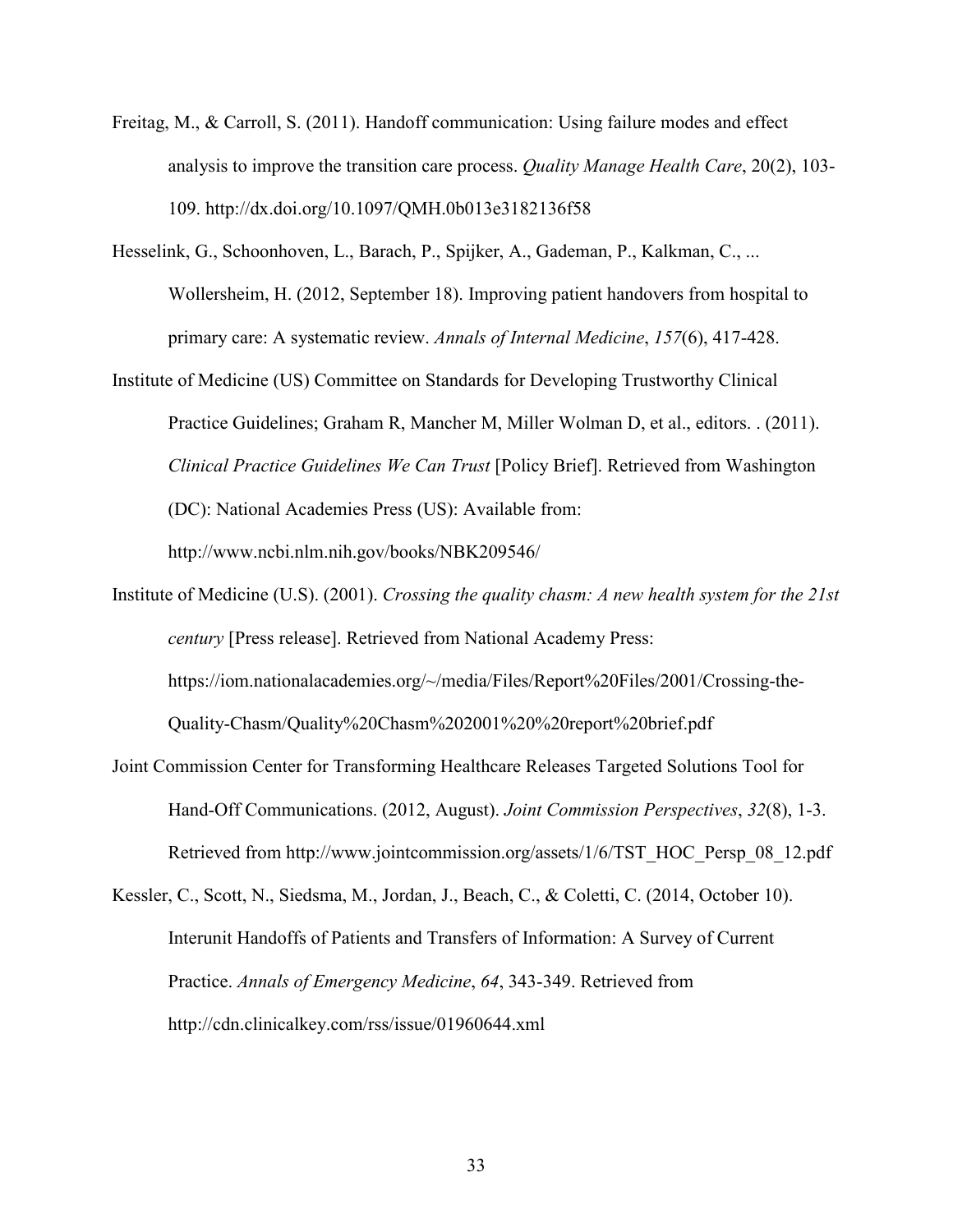Freitag, M., & Carroll, S. (2011). Handoff communication: Using failure modes and effect analysis to improve the transition care process. *Quality Manage Health Care*, 20(2), 103-109. http://dx.doi.org/10.1097/QMH.0b013e3182136f58

Hesselink, G., Schoonhoven, L., Barach, P., Spijker, A., Gademan, P., Kalkman, C., ... Wollersheim, H. (2012, September 18). Improving patient handovers from hospital to primary care: A systematic review. *Annals of Internal Medicine*, *157*(6), 417-428.

Institute of Medicine (US) Committee on Standards for Developing Trustworthy Clinical Practice Guidelines; Graham R, Mancher M, Miller Wolman D, et al., editors. . (2011). *Clinical Practice Guidelines We Can Trust* [Policy Brief]. Retrieved from Washington (DC): National Academies Press (US): Available from: http://www.ncbi.nlm.nih.gov/books/NBK209546/

Institute of Medicine (U.S). (2001). *Crossing the quality chasm: A new health system for the 21st century* [Press release]. Retrieved from National Academy Press: https://iom.nationalacademies.org/~/media/Files/Report%20Files/2001/Crossing-the-Quality-Chasm/Quality%20Chasm%202001%20%20report%20brief.pdf

Joint Commission Center for Transforming Healthcare Releases Targeted Solutions Tool for Hand-Off Communications. (2012, August). *Joint Commission Perspectives*, *32*(8), 1-3. Retrieved from http://www.jointcommission.org/assets/1/6/TST_HOC_Persp_08_12.pdf

Kessler, C., Scott, N., Siedsma, M., Jordan, J., Beach, C., & Coletti, C. (2014, October 10). Interunit Handoffs of Patients and Transfers of Information: A Survey of Current Practice. *Annals of Emergency Medicine*, *64*, 343-349. Retrieved from http://cdn.clinicalkey.com/rss/issue/01960644.xml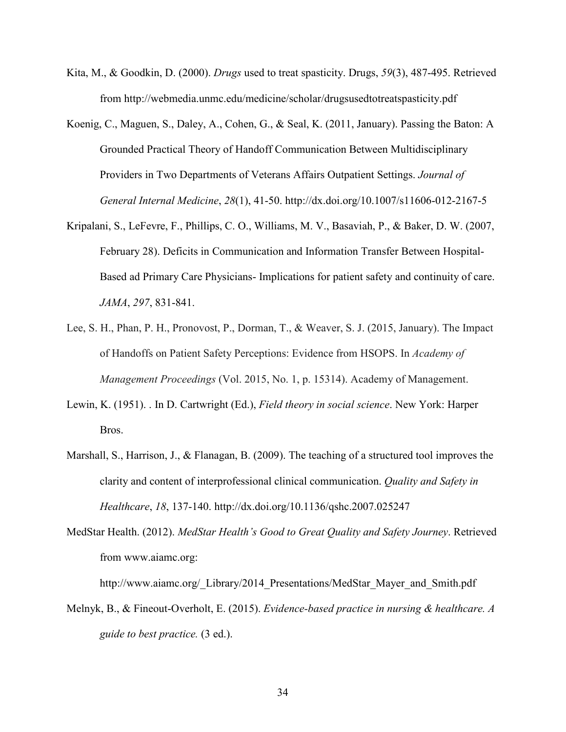Kita, M., & Goodkin, D. (2000). *Drugs* used to treat spasticity. Drugs, *59*(3), 487-495. Retrieved from http://webmedia.unmc.edu/medicine/scholar/drugsusedtotreatspasticity.pdf

Koenig, C., Maguen, S., Daley, A., Cohen, G., & Seal, K. (2011, January). Passing the Baton: A Grounded Practical Theory of Handoff Communication Between Multidisciplinary Providers in Two Departments of Veterans Affairs Outpatient Settings. *Journal of General Internal Medicine*, *28*(1), 41-50. http://dx.doi.org/10.1007/s11606-012-2167-5

Kripalani, S., LeFevre, F., Phillips, C. O., Williams, M. V., Basaviah, P., & Baker, D. W. (2007, February 28). Deficits in Communication and Information Transfer Between Hospital-Based ad Primary Care Physicians- Implications for patient safety and continuity of care. *JAMA*, *297*, 831-841.

Lee, S. H., Phan, P. H., Pronovost, P., Dorman, T., & Weaver, S. J. (2015, January). The Impact of Handoffs on Patient Safety Perceptions: Evidence from HSOPS. In *Academy of Management Proceedings* (Vol. 2015, No. 1, p. 15314). Academy of Management.

Lewin, K. (1951). . In D. Cartwright (Ed.), *Field theory in social science*. New York: Harper Bros.

Marshall, S., Harrison, J., & Flanagan, B. (2009). The teaching of a structured tool improves the clarity and content of interprofessional clinical communication. *Quality and Safety in Healthcare*, *18*, 137-140. http://dx.doi.org/10.1136/qshc.2007.025247

MedStar Health. (2012). *MedStar Health's Good to Great Quality and Safety Journey*. Retrieved from www.aiamc.org: http://www.aiamc.org/_Library/2014_Presentations/MedStar_Mayer_and_Smith.pdf

Melnyk, B., & Fineout-Overholt, E. (2015). *Evidence-based practice in nursing & healthcare. A guide to best practice.* (3 ed.).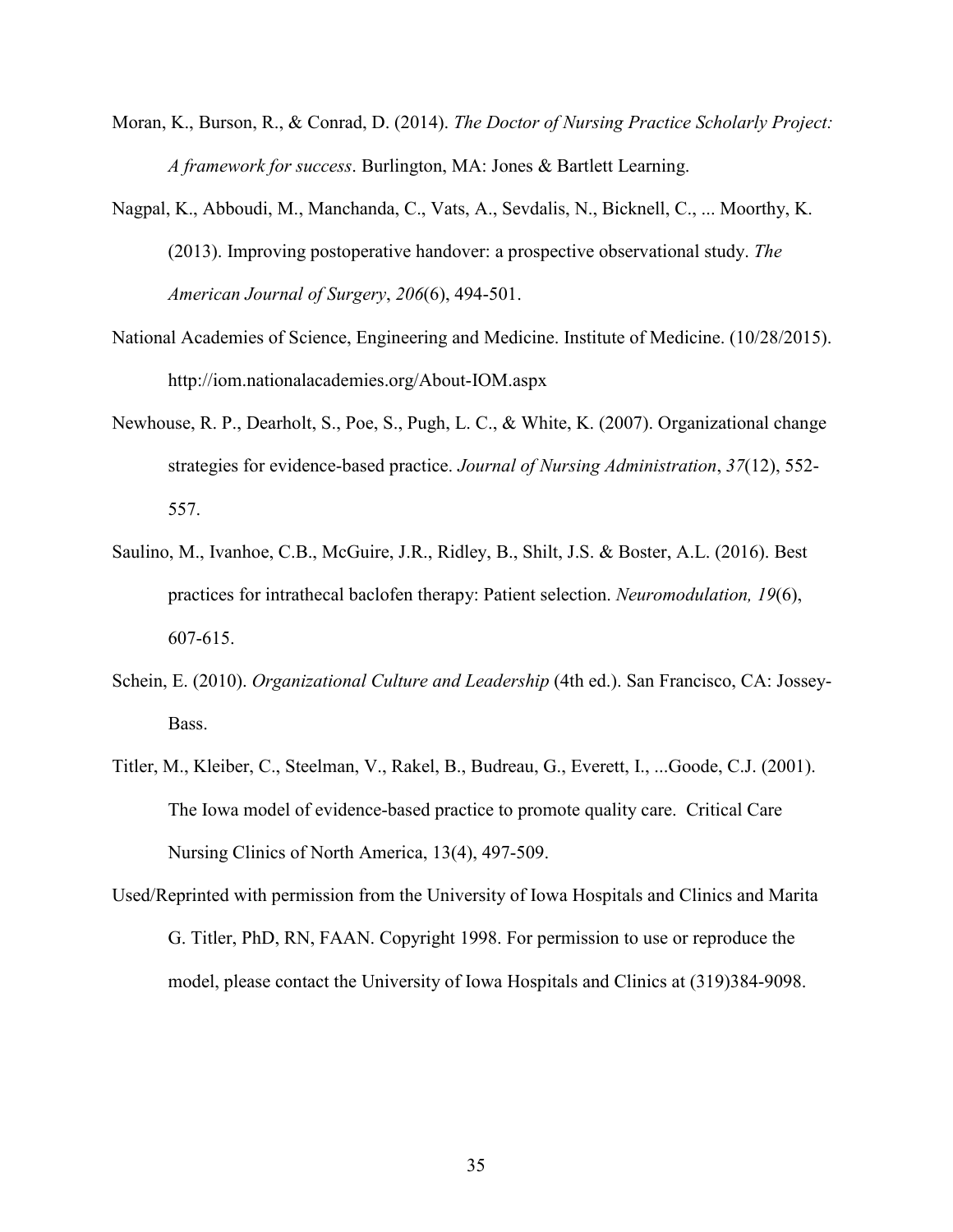Moran, K., Burson, R., & Conrad, D. (2014). *The Doctor of Nursing Practice Scholarly Project: A framework for success*. Burlington, MA: Jones & Bartlett Learning.

Nagpal, K., Abboudi, M., Manchanda, C., Vats, A., Sevdalis, N., Bicknell, C., ... Moorthy, K. (2013). Improving postoperative handover: a prospective observational study. *The American Journal of Surgery*, *206*(6), 494-501.

National Academies of Science, Engineering and Medicine. Institute of Medicine. (10/28/2015). http://iom.nationalacademies.org/About-IOM.aspx

Newhouse, R. P., Dearholt, S., Poe, S., Pugh, L. C., & White, K. (2007). Organizational change strategies for evidence-based practice. *Journal of Nursing Administration*, *37*(12), 552-557.

Saulino, M., Ivanhoe, C.B., McGuire, J.R., Ridley, B., Shilt, J.S. & Boster, A.L. (2016). Best practices for intrathecal baclofen therapy: Patient selection. *Neuromodulation, 19*(6), 607-615.

Schein, E. (2010). *Organizational Culture and Leadership* (4th ed.). San Francisco, CA: Jossey-Bass.

Titler, M., Kleiber, C., Steelman, V., Rakel, B., Budreau, G., Everett, I., ...Goode, C.J. (2001). The Iowa model of evidence-based practice to promote quality care. Critical Care Nursing Clinics of North America, 13(4), 497-509.

Used/Reprinted with permission from the University of Iowa Hospitals and Clinics and Marita G. Titler, PhD, RN, FAAN. Copyright 1998. For permission to use or reproduce the model, please contact the University of Iowa Hospitals and Clinics at (319)384-9098.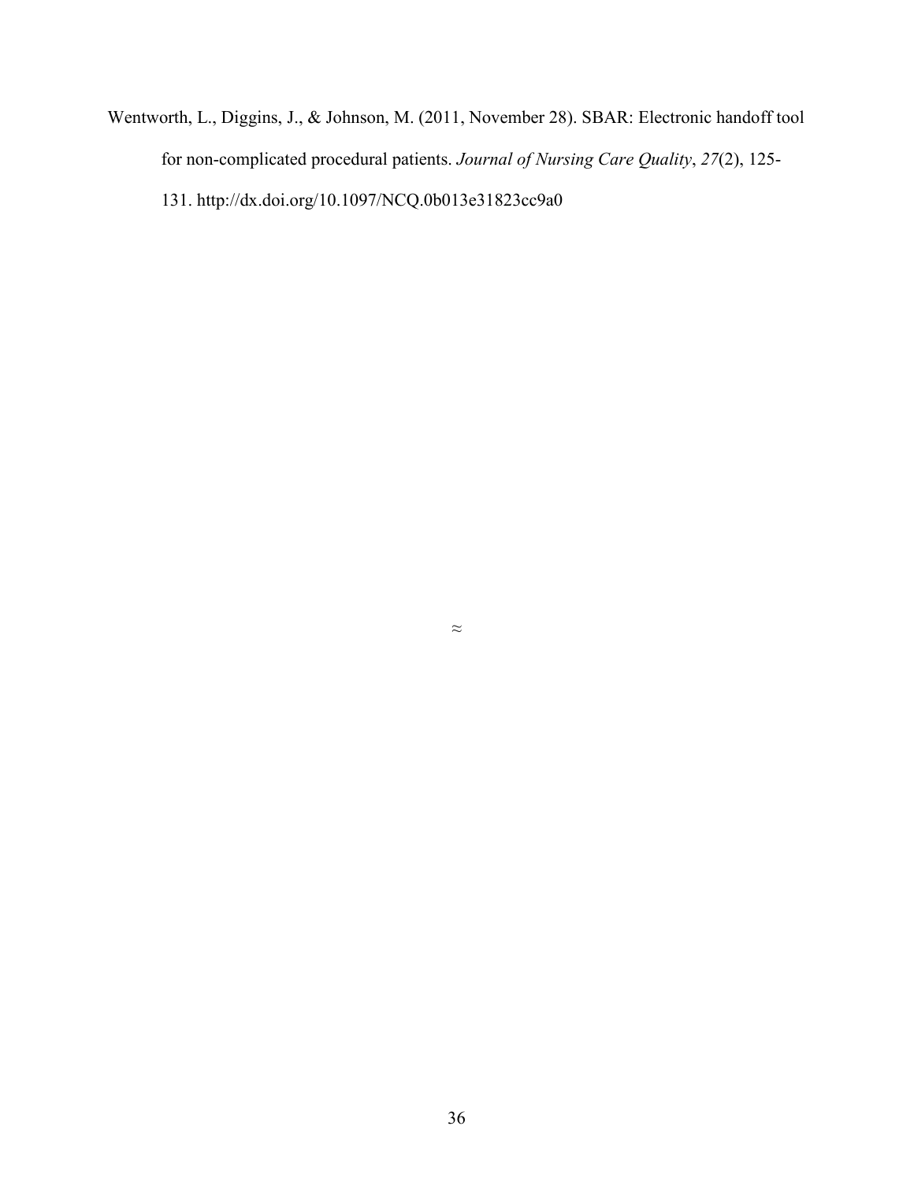Wentworth, L., Diggins, J., & Johnson, M. (2011, November 28). SBAR: Electronic handoff tool for non-complicated procedural patients. *Journal of Nursing Care Quality*, *27*(2), 125-131. http://dx.doi.org/10.1097/NCQ.0b013e31823cc9a0

$\approx$